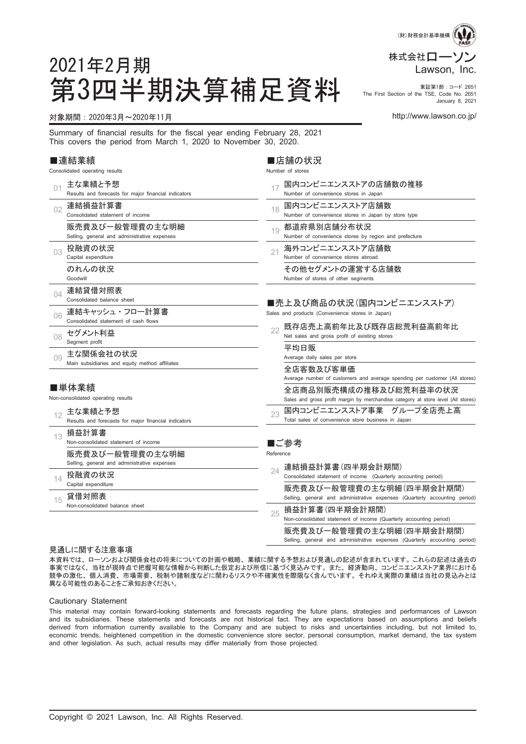（財）財務会計基準機構

株式会社ローソン
Lawson, Inc.

東証第1部：コード 2651
The First Section of the TSE, Code No. 2651
January 8, 2021

http://www.lawson.co.jp/

# 2021年2月期 第3四半期決算補足資料

対象期間：2020年3月～2020年11月

Summary of financial results for the fiscal year ending February 28, 2021
This covers the period from March 1, 2020 to November 30, 2020.

## ■連結業績
Consolidated operating results

- 01 主な業績と予想 — Results and forecasts for major financial indicators
- 02 連結損益計算書 — Consolidated statement of income
  - 販売費及び一般管理費の主な明細 — Selling, general and administrative expenses
- 03 投融資の状況 — Capital expenditure
  - のれんの状況 — Goodwill
- 04 連結貸借対照表 — Consolidated balance sheet
- 06 連結キャッシュ・フロー計算書 — Consolidated statement of cash flows
- 08 セグメント利益 — Segment profit
- 09 主な関係会社の状況 — Main subsidiaries and equity method affiliates

## ■単体業績
Non-consolidated operating results

- 12 主な業績と予想 — Results and forecasts for major financial indicators
- 13 損益計算書 — Non-consolidated statement of income
  - 販売費及び一般管理費の主な明細 — Selling, general and administrative expenses
- 14 投融資の状況 — Capital expenditure
- 15 貸借対照表 — Non-consolidated balance sheet

## ■店舗の状況
Number of stores

- 17 国内コンビニエンスストアの店舗数の推移 — Number of convenience stores in Japan
- 18 国内コンビニエンスストア店舗数 — Number of convenience stores in Japan by store type
- 19 都道府県別店舗分布状況 — Number of convenience stores by region and prefecture
- 21 海外コンビニエンスストア店舗数 — Number of convenience stores abroad
  - その他セグメントの運営する店舗数 — Number of stores of other segments

## ■売上及び商品の状況（国内コンビニエンスストア）
Sales and products (Convenience stores in Japan)

- 22 既存店売上高前年比及び既存店総荒利益高前年比 — Net sales and gross profit of existing stores
  - 平均日販 — Average daily sales per store
  - 全店客数及び客単価 — Average number of customers and average spending per customer (All stores)
  - 全店商品別販売構成の推移及び総荒利益率の状況 — Sales and gross profit margin by merchandise category at store level (All stores)
- 23 国内コンビニエンスストア事業　グループ全店売上高 — Total sales of convenience store business in Japan

## ■ご参考
Reference

- 24 連結損益計算書（四半期会計期間） — Consolidated statement of income (Quarterly accounting period)
  - 販売費及び一般管理費の主な明細（四半期会計期間） — Selling, general and administrative expenses (Quarterly accounting period)
- 25 損益計算書（四半期会計期間） — Non-consolidated statement of income (Quarterly accounting period)
  - 販売費及び一般管理費の主な明細（四半期会計期間） — Selling, general and administrative expenses (Quarterly accounting period)

### 見通しに関する注意事項

本資料では、ローソンおよび関係会社の将来についての計画や戦略、業績に関する予想および見通しの記述が含まれています。これらの記述は過去の事実ではなく、当社が現時点で把握可能な情報から判断した仮定および所信に基づく見込みです。また、経済動向、コンビニエンスストア業界における競争の激化、個人消費、市場需要、税制や諸制度などに関わるリスクや不確実性を際限なく含んでいます。それゆえ実際の業績は当社の見込みとは異なる可能性のあることをご承知おきください。

### Cautionary Statement

This material may contain forward-looking statements and forecasts regarding the future plans, strategies and performances of Lawson and its subsidiaries. These statements and forecasts are not historical fact. They are expectations based on assumptions and beliefs derived from information currently available to the Company and are subject to risks and uncertainties including, but not limited to, economic trends, heightened competition in the domestic convenience store sector, personal consumption, market demand, the tax system and other legislation. As such, actual results may differ materially from those projected.

Copyright © 2021 Lawson, Inc. All Rights Reserved.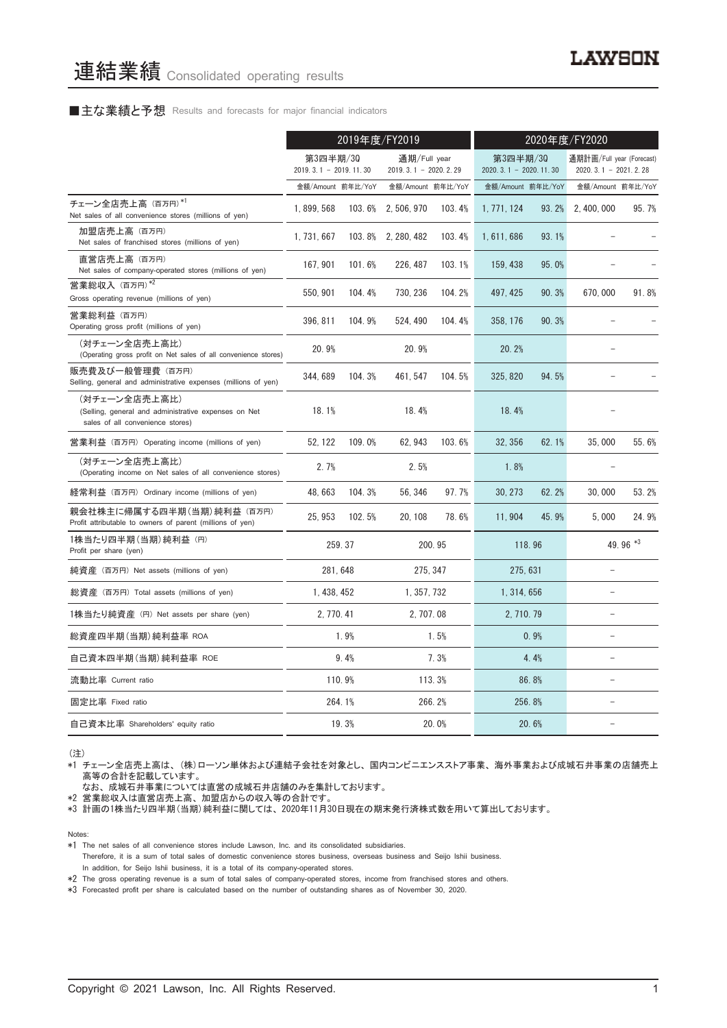# 連結業績 Consolidated operating results

■主な業績と予想 Results and forecasts for major financial indicators

| | 2019年度/FY2019 | | | | 2020年度/FY2020 | | | |
|---|---|---|---|---|---|---|---|---|
| | 第3四半期/3Q 2019.3.1 - 2019.11.30 | | 通期/Full year 2019.3.1 - 2020.2.29 | | 第3四半期/3Q 2020.3.1 - 2020.11.30 | | 通期計画/Full year (Forecast) 2020.3.1 - 2021.2.28 | |
| | 金額/Amount | 前年比/YoY | 金額/Amount | 前年比/YoY | 金額/Amount | 前年比/YoY | 金額/Amount | 前年比/YoY |
| チェーン全店売上高 (百万円)*1 Net sales of all convenience stores (millions of yen) | 1,899,568 | 103.6% | 2,506,970 | 103.4% | 1,771,124 | 93.2% | 2,400,000 | 95.7% |
| 加盟店売上高 (百万円) Net sales of franchised stores (millions of yen) | 1,731,667 | 103.8% | 2,280,482 | 103.4% | 1,611,686 | 93.1% | – | – |
| 直営店売上高 (百万円) Net sales of company-operated stores (millions of yen) | 167,901 | 101.6% | 226,487 | 103.1% | 159,438 | 95.0% | – | – |
| 営業総収入 (百万円)*2 Gross operating revenue (millions of yen) | 550,901 | 104.4% | 730,236 | 104.2% | 497,425 | 90.3% | 670,000 | 91.8% |
| 営業総利益 (百万円) Operating gross profit (millions of yen) | 396,811 | 104.9% | 524,490 | 104.4% | 358,176 | 90.3% | – | – |
| (対チェーン全店売上高比) (Operating gross profit on Net sales of all convenience stores) | 20.9% | | 20.9% | | 20.2% | | – | |
| 販売費及び一般管理費 (百万円) Selling, general and administrative expenses (millions of yen) | 344,689 | 104.3% | 461,547 | 104.5% | 325,820 | 94.5% | – | – |
| (対チェーン全店売上高比) (Selling, general and administrative expenses on Net sales of all convenience stores) | 18.1% | | 18.4% | | 18.4% | | – | |
| 営業利益 (百万円) Operating income (millions of yen) | 52,122 | 109.0% | 62,943 | 103.6% | 32,356 | 62.1% | 35,000 | 55.6% |
| (対チェーン全店売上高比) (Operating income on Net sales of all convenience stores) | 2.7% | | 2.5% | | 1.8% | | – | |
| 経常利益 (百万円) Ordinary income (millions of yen) | 48,663 | 104.3% | 56,346 | 97.7% | 30,273 | 62.2% | 30,000 | 53.2% |
| 親会社株主に帰属する四半期(当期)純利益 (百万円) Profit attributable to owners of parent (millions of yen) | 25,953 | 102.5% | 20,108 | 78.6% | 11,904 | 45.9% | 5,000 | 24.9% |
| 1株当たり四半期(当期)純利益 (円) Profit per share (yen) | 259.37 | | 200.95 | | 118.96 | | 49.96 *3 | |
| 純資産 (百万円) Net assets (millions of yen) | 281,648 | | 275,347 | | 275,631 | | – | |
| 総資産 (百万円) Total assets (millions of yen) | 1,438,452 | | 1,357,732 | | 1,314,656 | | – | |
| 1株当たり純資産 (円) Net assets per share (yen) | 2,770.41 | | 2,707.08 | | 2,710.79 | | – | |
| 総資産四半期(当期)純利益率 ROA | 1.9% | | 1.5% | | 0.9% | | – | |
| 自己資本四半期(当期)純利益率 ROE | 9.4% | | 7.3% | | 4.4% | | – | |
| 流動比率 Current ratio | 110.9% | | 113.3% | | 86.8% | | – | |
| 固定比率 Fixed ratio | 264.1% | | 266.2% | | 256.8% | | – | |
| 自己資本比率 Shareholders' equity ratio | 19.3% | | 20.0% | | 20.6% | | – | |

(注)

*1 チェーン全店売上高は、(株)ローソン単体および連結子会社を対象とし、国内コンビニエンスストア事業、海外事業および成城石井事業の店舗売上高等の合計を記載しています。
なお、成城石井事業については直営の成城石井店舗のみを集計しております。

*2 営業総収入は直営店売上高、加盟店からの収入等の合計です。

*3 計画の1株当たり四半期(当期)純利益に関しては、2020年11月30日現在の期末発行済株式数を用いて算出しております。

Notes:

*1 The net sales of all convenience stores include Lawson, Inc. and its consolidated subsidiaries.
Therefore, it is a sum of total sales of domestic convenience stores business, overseas business and Seijo Ishii business.
In addition, for Seijo Ishii business, it is a total of its company-operated stores.

*2 The gross operating revenue is a sum of total sales of company-operated stores, income from franchised stores and others.

*3 Forecasted profit per share is calculated based on the number of outstanding shares as of November 30, 2020.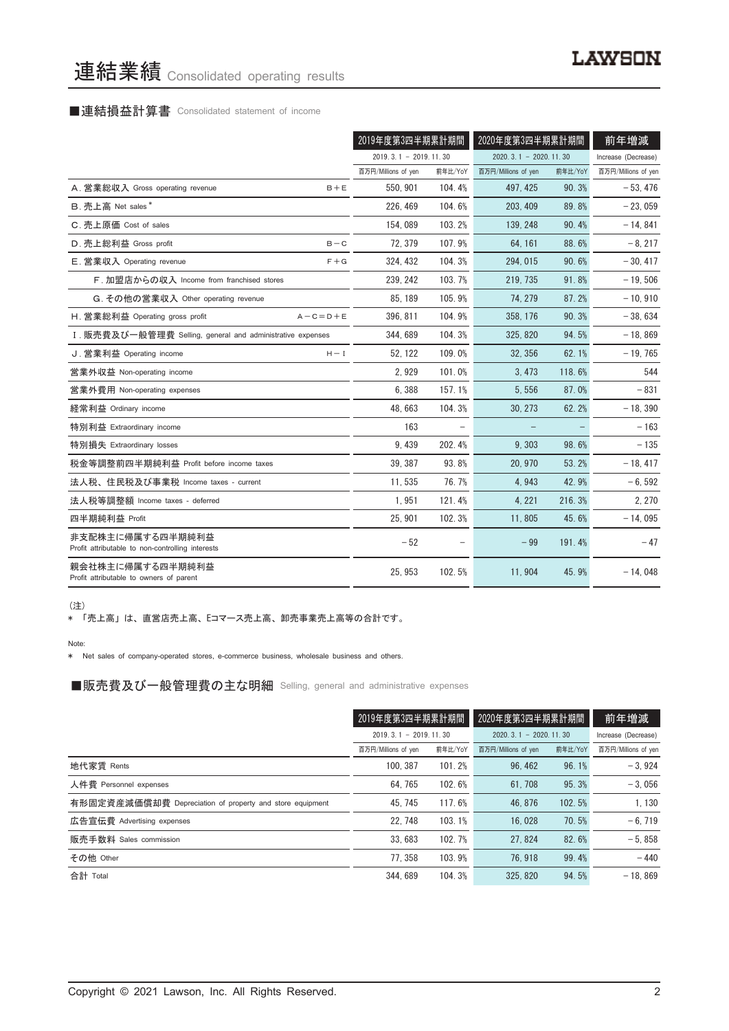# 連結業績 Consolidated operating results

## ■連結損益計算書 Consolidated statement of income

| | | 2019年度第3四半期累計期間 | | 2020年度第3四半期累計期間 | | 前年増減 |
|---|---|---|---|---|---|---|
| | | 2019. 3. 1 － 2019. 11. 30 | | 2020. 3. 1 － 2020. 11. 30 | | Increase (Decrease) |
| | | 百万円/Millions of yen | 前年比/YoY | 百万円/Millions of yen | 前年比/YoY | 百万円/Millions of yen |
| A. 営業総収入 Gross operating revenue | B＋E | 550, 901 | 104. 4% | 497, 425 | 90. 3% | －53, 476 |
| B. 売上高 Net sales * | | 226, 469 | 104. 6% | 203, 409 | 89. 8% | －23, 059 |
| C. 売上原価 Cost of sales | | 154, 089 | 103. 2% | 139, 248 | 90. 4% | －14, 841 |
| D. 売上総利益 Gross profit | B－C | 72, 379 | 107. 9% | 64, 161 | 88. 6% | －8, 217 |
| E. 営業収入 Operating revenue | F＋G | 324, 432 | 104. 3% | 294, 015 | 90. 6% | －30, 417 |
| F. 加盟店からの収入 Income from franchised stores | | 239, 242 | 103. 7% | 219, 735 | 91. 8% | －19, 506 |
| G. その他の営業収入 Other operating revenue | | 85, 189 | 105. 9% | 74, 279 | 87. 2% | －10, 910 |
| H. 営業総利益 Operating gross profit | A－C＝D＋E | 396, 811 | 104. 9% | 358, 176 | 90. 3% | －38, 634 |
| I. 販売費及び一般管理費 Selling, general and administrative expenses | | 344, 689 | 104. 3% | 325, 820 | 94. 5% | －18, 869 |
| J. 営業利益 Operating income | H－I | 52, 122 | 109. 0% | 32, 356 | 62. 1% | －19, 765 |
| 営業外収益 Non-operating income | | 2, 929 | 101. 0% | 3, 473 | 118. 6% | 544 |
| 営業外費用 Non-operating expenses | | 6, 388 | 157. 1% | 5, 556 | 87. 0% | －831 |
| 経常利益 Ordinary income | | 48, 663 | 104. 3% | 30, 273 | 62. 2% | －18, 390 |
| 特別利益 Extraordinary income | | 163 | － | － | － | －163 |
| 特別損失 Extraordinary losses | | 9, 439 | 202. 4% | 9, 303 | 98. 6% | －135 |
| 税金等調整前四半期純利益 Profit before income taxes | | 39, 387 | 93. 8% | 20, 970 | 53. 2% | －18, 417 |
| 法人税、住民税及び事業税 Income taxes - current | | 11, 535 | 76. 7% | 4, 943 | 42. 9% | －6, 592 |
| 法人税等調整額 Income taxes - deferred | | 1, 951 | 121. 4% | 4, 221 | 216. 3% | 2, 270 |
| 四半期純利益 Profit | | 25, 901 | 102. 3% | 11, 805 | 45. 6% | －14, 095 |
| 非支配株主に帰属する四半期純利益 Profit attributable to non-controlling interests | | －52 | － | －99 | 191. 4% | －47 |
| 親会社株主に帰属する四半期純利益 Profit attributable to owners of parent | | 25, 953 | 102. 5% | 11, 904 | 45. 9% | －14, 048 |

（注）

* 「売上高」は、直営店売上高、Eコマース売上高、卸売事業売上高等の合計です。

Note:

* Net sales of company-operated stores, e-commerce business, wholesale business and others.

## ■販売費及び一般管理費の主な明細 Selling, general and administrative expenses

| | 2019年度第3四半期累計期間 | | 2020年度第3四半期累計期間 | | 前年増減 |
|---|---|---|---|---|---|
| | 2019. 3. 1 － 2019. 11. 30 | | 2020. 3. 1 － 2020. 11. 30 | | Increase (Decrease) |
| | 百万円/Millions of yen | 前年比/YoY | 百万円/Millions of yen | 前年比/YoY | 百万円/Millions of yen |
| 地代家賃 Rents | 100, 387 | 101. 2% | 96, 462 | 96. 1% | －3, 924 |
| 人件費 Personnel expenses | 64, 765 | 102. 6% | 61, 708 | 95. 3% | －3, 056 |
| 有形固定資産減価償却費 Depreciation of property and store equipment | 45, 745 | 117. 6% | 46, 876 | 102. 5% | 1, 130 |
| 広告宣伝費 Advertising expenses | 22, 748 | 103. 1% | 16, 028 | 70. 5% | －6, 719 |
| 販売手数料 Sales commission | 33, 683 | 102. 7% | 27, 824 | 82. 6% | －5, 858 |
| その他 Other | 77, 358 | 103. 9% | 76, 918 | 99. 4% | －440 |
| 合計 Total | 344, 689 | 104. 3% | 325, 820 | 94. 5% | －18, 869 |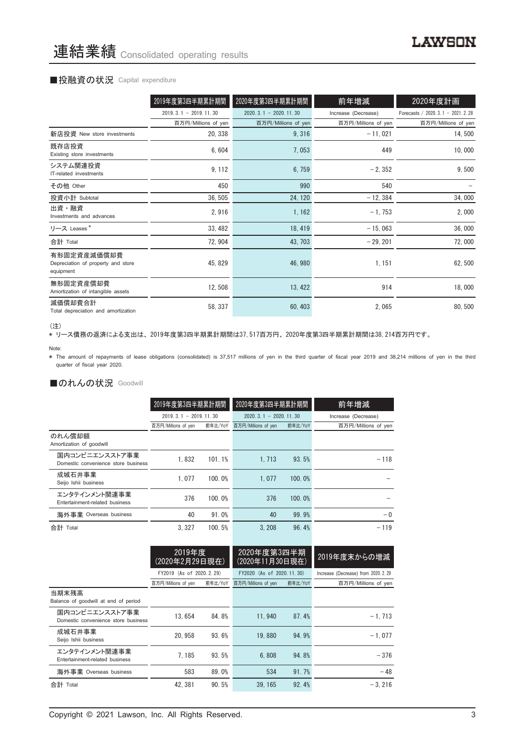# 連結業績 Consolidated operating results

## ■投融資の状況 Capital expenditure

| | 2019年度第3四半期累計期間 | 2020年度第3四半期累計期間 | 前年増減 | 2020年度計画 |
|---|---|---|---|---|
| | 2019. 3. 1 – 2019. 11. 30 | 2020. 3. 1 – 2020. 11. 30 | Increase (Decrease) | Forecasts / 2020. 3. 1 – 2021. 2. 28 |
| | 百万円/Millions of yen | 百万円/Millions of yen | 百万円/Millions of yen | 百万円/Millions of yen |
| 新店投資 New store investments | 20, 338 | 9, 316 | – 11, 021 | 14, 500 |
| 既存店投資 Existing store investments | 6, 604 | 7, 053 | 449 | 10, 000 |
| システム関連投資 IT-related investments | 9, 112 | 6, 759 | – 2, 352 | 9, 500 |
| その他 Other | 450 | 990 | 540 | – |
| 投資小計 Subtotal | 36, 505 | 24, 120 | – 12, 384 | 34, 000 |
| 出資・融資 Investments and advances | 2, 916 | 1, 162 | – 1, 753 | 2, 000 |
| リース Leases * | 33, 482 | 18, 419 | – 15, 063 | 36, 000 |
| 合計 Total | 72, 904 | 43, 703 | – 29, 201 | 72, 000 |
| 有形固定資産減価償却費 Depreciation of property and store equipment | 45, 829 | 46, 980 | 1, 151 | 62, 500 |
| 無形固定資産償却費 Amortization of intangible assets | 12, 508 | 13, 422 | 914 | 18, 000 |
| 減価償却費合計 Total depreciation and amortization | 58, 337 | 60, 403 | 2, 065 | 80, 500 |

（注）

* リース債務の返済による支出は、2019年度第3四半期累計期間は37, 517百万円、2020年度第3四半期累計期間は38, 214百万円です。

Note:

* The amount of repayments of lease obligations (consolidated) is 37,517 millions of yen in the third quarter of fiscal year 2019 and 38,214 millions of yen in the third quarter of fiscal year 2020.

## ■のれんの状況 Goodwill

| | 2019年度第3四半期累計期間 | | 2020年度第3四半期累計期間 | | 前年増減 |
|---|---|---|---|---|---|
| | 2019. 3. 1 – 2019. 11. 30 | | 2020. 3. 1 – 2020. 11. 30 | | Increase (Decrease) |
| | 百万円/Millions of yen | 前年比/YoY | 百万円/Millions of yen | 前年比/YoY | 百万円/Millions of yen |
| のれん償却額 Amortization of goodwill | | | | | |
| 国内コンビニエンスストア事業 Domestic convenience store business | 1, 832 | 101. 1% | 1, 713 | 93. 5% | – 118 |
| 成城石井事業 Seijo Ishii business | 1, 077 | 100. 0% | 1, 077 | 100. 0% | – |
| エンタテインメント関連事業 Entertainment-related business | 376 | 100. 0% | 376 | 100. 0% | – |
| 海外事業 Overseas business | 40 | 91. 0% | 40 | 99. 9% | – 0 |
| 合計 Total | 3, 327 | 100. 5% | 3, 208 | 96. 4% | – 119 |

| | 2019年度 (2020年2月29日現在) | | 2020年度第3四半期 (2020年11月30日現在) | | 2019年度末からの増減 |
|---|---|---|---|---|---|
| | FY2019 (As of 2020. 2. 29) | | FY2020 (As of 2020. 11. 30) | | Increase (Decrease) from 2020. 2. 29 |
| | 百万円/Millions of yen | 前年比/YoY | 百万円/Millions of yen | 前年比/YoY | 百万円/Millions of yen |
| 当期末残高 Balance of goodwill at end of period | | | | | |
| 国内コンビニエンスストア事業 Domestic convenience store business | 13, 654 | 84. 8% | 11, 940 | 87. 4% | – 1, 713 |
| 成城石井事業 Seijo Ishii business | 20, 958 | 93. 6% | 19, 880 | 94. 9% | – 1, 077 |
| エンタテインメント関連事業 Entertainment-related business | 7, 185 | 93. 5% | 6, 808 | 94. 8% | – 376 |
| 海外事業 Overseas business | 583 | 89. 0% | 534 | 91. 7% | – 48 |
| 合計 Total | 42, 381 | 90. 5% | 39, 165 | 92. 4% | – 3, 216 |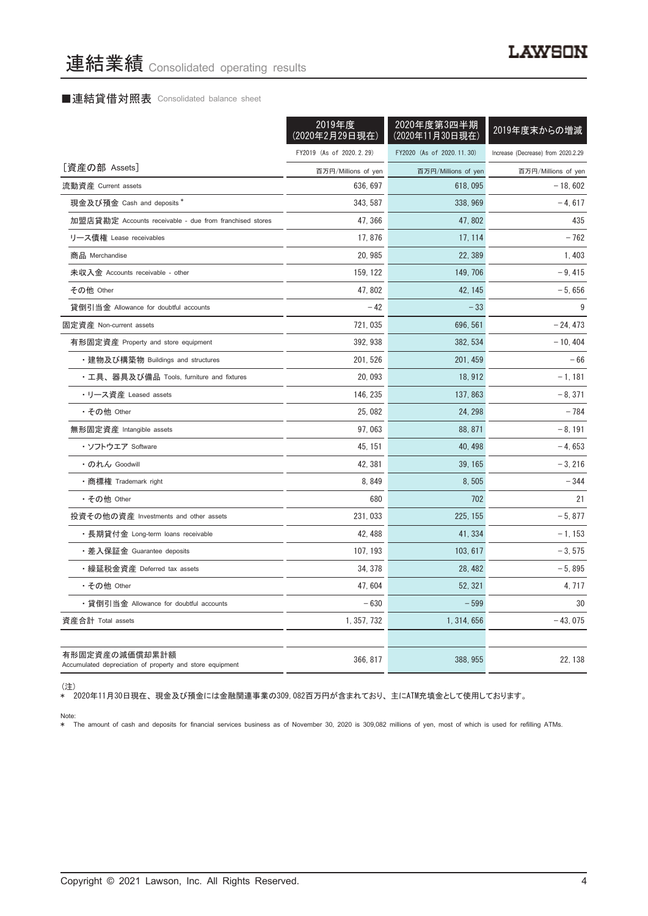# 連結業績 Consolidated operating results

## ■連結貸借対照表 Consolidated balance sheet

| | 2019年度（2020年2月29日現在） | 2020年度第3四半期（2020年11月30日現在） | 2019年度末からの増減 |
|---|---|---|---|
| | FY2019 (As of 2020.2.29) | FY2020 (As of 2020.11.30) | Increase (Decrease) from 2020.2.29 |
| ［資産の部 Assets］ | 百万円/Millions of yen | 百万円/Millions of yen | 百万円/Millions of yen |
| 流動資産 Current assets | 636,697 | 618,095 | －18,602 |
| 現金及び預金 Cash and deposits * | 343,587 | 338,969 | －4,617 |
| 加盟店貸勘定 Accounts receivable - due from franchised stores | 47,366 | 47,802 | 435 |
| リース債権 Lease receivables | 17,876 | 17,114 | －762 |
| 商品 Merchandise | 20,985 | 22,389 | 1,403 |
| 未収入金 Accounts receivable - other | 159,122 | 149,706 | －9,415 |
| その他 Other | 47,802 | 42,145 | －5,656 |
| 貸倒引当金 Allowance for doubtful accounts | －42 | －33 | 9 |
| 固定資産 Non-current assets | 721,035 | 696,561 | －24,473 |
| 有形固定資産 Property and store equipment | 392,938 | 382,534 | －10,404 |
| ・建物及び構築物 Buildings and structures | 201,526 | 201,459 | －66 |
| ・工具、器具及び備品 Tools, furniture and fixtures | 20,093 | 18,912 | －1,181 |
| ・リース資産 Leased assets | 146,235 | 137,863 | －8,371 |
| ・その他 Other | 25,082 | 24,298 | －784 |
| 無形固定資産 Intangible assets | 97,063 | 88,871 | －8,191 |
| ・ソフトウエア Software | 45,151 | 40,498 | －4,653 |
| ・のれん Goodwill | 42,381 | 39,165 | －3,216 |
| ・商標権 Trademark right | 8,849 | 8,505 | －344 |
| ・その他 Other | 680 | 702 | 21 |
| 投資その他の資産 Investments and other assets | 231,033 | 225,155 | －5,877 |
| ・長期貸付金 Long-term loans receivable | 42,488 | 41,334 | －1,153 |
| ・差入保証金 Guarantee deposits | 107,193 | 103,617 | －3,575 |
| ・繰延税金資産 Deferred tax assets | 34,378 | 28,482 | －5,895 |
| ・その他 Other | 47,604 | 52,321 | 4,717 |
| ・貸倒引当金 Allowance for doubtful accounts | －630 | －599 | 30 |
| 資産合計 Total assets | 1,357,732 | 1,314,656 | －43,075 |
| | | | |
| 有形固定資産の減価償却累計額 Accumulated depreciation of property and store equipment | 366,817 | 388,955 | 22,138 |

（注）
＊ 2020年11月30日現在、現金及び預金には金融関連事業の309,082百万円が含まれており、主にATM充填金として使用しております。

Note:
＊ The amount of cash and deposits for financial services business as of November 30, 2020 is 309,082 millions of yen, most of which is used for refilling ATMs.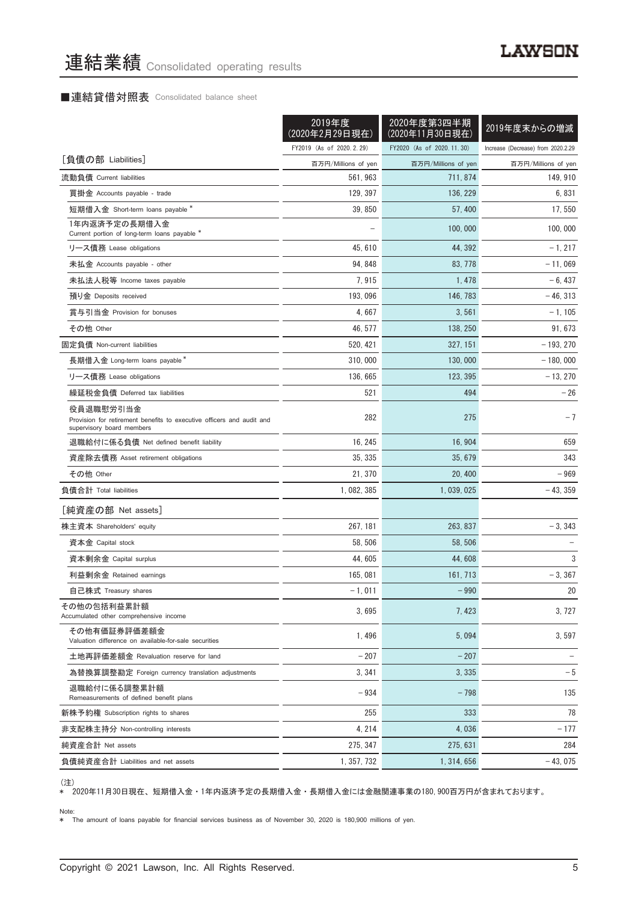# 連結業績 Consolidated operating results

## ■連結貸借対照表 Consolidated balance sheet

| | 2019年度 (2020年2月29日現在) FY2019 (As of 2020.2.29) | 2020年度第3四半期 (2020年11月30日現在) FY2020 (As of 2020.11.30) | 2019年度末からの増減 Increase (Decrease) from 2020.2.29 |
|---|---|---|---|
| [負債の部 Liabilities] | 百万円/Millions of yen | 百万円/Millions of yen | 百万円/Millions of yen |
| 流動負債 Current liabilities | 561,963 | 711,874 | 149,910 |
| 買掛金 Accounts payable - trade | 129,397 | 136,229 | 6,831 |
| 短期借入金 Short-term loans payable * | 39,850 | 57,400 | 17,550 |
| 1年内返済予定の長期借入金 Current portion of long-term loans payable * | – | 100,000 | 100,000 |
| リース債務 Lease obligations | 45,610 | 44,392 | －1,217 |
| 未払金 Accounts payable - other | 94,848 | 83,778 | －11,069 |
| 未払法人税等 Income taxes payable | 7,915 | 1,478 | －6,437 |
| 預り金 Deposits received | 193,096 | 146,783 | －46,313 |
| 賞与引当金 Provision for bonuses | 4,667 | 3,561 | －1,105 |
| その他 Other | 46,577 | 138,250 | 91,673 |
| 固定負債 Non-current liabilities | 520,421 | 327,151 | －193,270 |
| 長期借入金 Long-term loans payable * | 310,000 | 130,000 | －180,000 |
| リース債務 Lease obligations | 136,665 | 123,395 | －13,270 |
| 繰延税金負債 Deferred tax liabilities | 521 | 494 | －26 |
| 役員退職慰労引当金 Provision for retirement benefits to executive officers and audit and supervisory board members | 282 | 275 | －7 |
| 退職給付に係る負債 Net defined benefit liability | 16,245 | 16,904 | 659 |
| 資産除去債務 Asset retirement obligations | 35,335 | 35,679 | 343 |
| その他 Other | 21,370 | 20,400 | －969 |
| 負債合計 Total liabilities | 1,082,385 | 1,039,025 | －43,359 |
| [純資産の部 Net assets] | | | |
| 株主資本 Shareholders' equity | 267,181 | 263,837 | －3,343 |
| 資本金 Capital stock | 58,506 | 58,506 | – |
| 資本剰余金 Capital surplus | 44,605 | 44,608 | 3 |
| 利益剰余金 Retained earnings | 165,081 | 161,713 | －3,367 |
| 自己株式 Treasury shares | －1,011 | －990 | 20 |
| その他の包括利益累計額 Accumulated other comprehensive income | 3,695 | 7,423 | 3,727 |
| その他有価証券評価差額金 Valuation difference on available-for-sale securities | 1,496 | 5,094 | 3,597 |
| 土地再評価差額金 Revaluation reserve for land | －207 | －207 | – |
| 為替換算調整勘定 Foreign currency translation adjustments | 3,341 | 3,335 | －5 |
| 退職給付に係る調整累計額 Remeasurements of defined benefit plans | －934 | －798 | 135 |
| 新株予約権 Subscription rights to shares | 255 | 333 | 78 |
| 非支配株主持分 Non-controlling interests | 4,214 | 4,036 | －177 |
| 純資産合計 Net assets | 275,347 | 275,631 | 284 |
| 負債純資産合計 Liabilities and net assets | 1,357,732 | 1,314,656 | －43,075 |

(注)
* 2020年11月30日現在、短期借入金・1年内返済予定の長期借入金・長期借入金には金融関連事業の180,900百万円が含まれております。

Note:
* The amount of loans payable for financial services business as of November 30, 2020 is 180,900 millions of yen.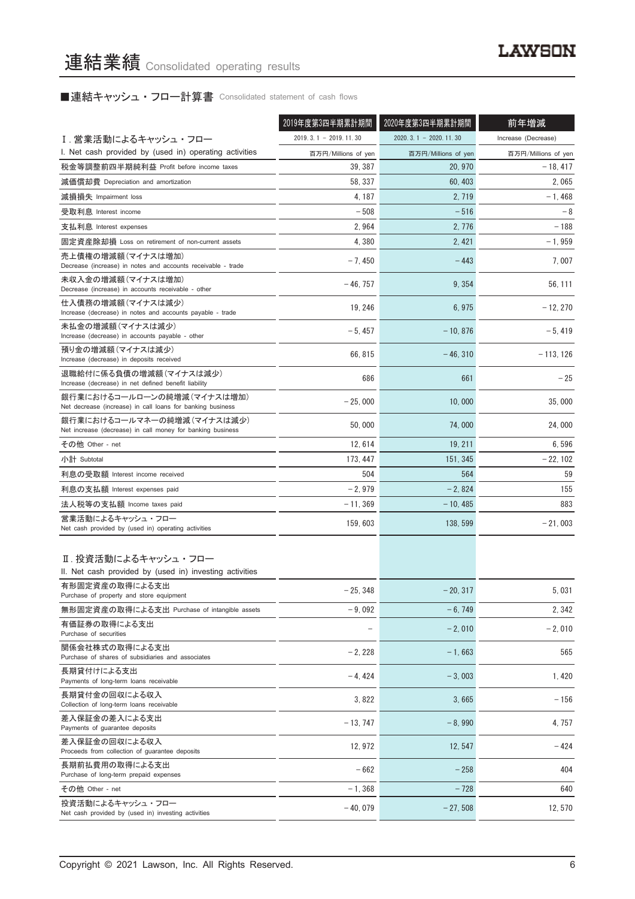# 連結業績 Consolidated operating results

## ■連結キャッシュ・フロー計算書 Consolidated statement of cash flows

| | 2019年度第3四半期累計期間 | 2020年度第3四半期累計期間 | 前年増減 |
|---|---|---|---|
| Ⅰ. 営業活動によるキャッシュ・フロー | 2019. 3. 1 － 2019. 11. 30 | 2020. 3. 1 － 2020. 11. 30 | Increase (Decrease) |
| I. Net cash provided by (used in) operating activities | 百万円/Millions of yen | 百万円/Millions of yen | 百万円/Millions of yen |
| 税金等調整前四半期純利益 Profit before income taxes | 39, 387 | 20, 970 | －18, 417 |
| 減価償却費 Depreciation and amortization | 58, 337 | 60, 403 | 2, 065 |
| 減損損失 Impairment loss | 4, 187 | 2, 719 | －1, 468 |
| 受取利息 Interest income | －508 | －516 | －8 |
| 支払利息 Interest expenses | 2, 964 | 2, 776 | －188 |
| 固定資産除却損 Loss on retirement of non-current assets | 4, 380 | 2, 421 | －1, 959 |
| 売上債権の増減額（マイナスは増加） Decrease (increase) in notes and accounts receivable - trade | －7, 450 | －443 | 7, 007 |
| 未収入金の増減額（マイナスは増加） Decrease (increase) in accounts receivable - other | －46, 757 | 9, 354 | 56, 111 |
| 仕入債務の増減額（マイナスは減少） Increase (decrease) in notes and accounts payable - trade | 19, 246 | 6, 975 | －12, 270 |
| 未払金の増減額（マイナスは減少） Increase (decrease) in accounts payable - other | －5, 457 | －10, 876 | －5, 419 |
| 預り金の増減額（マイナスは減少） Increase (decrease) in deposits received | 66, 815 | －46, 310 | －113, 126 |
| 退職給付に係る負債の増減額（マイナスは減少） Increase (decrease) in net defined benefit liability | 686 | 661 | －25 |
| 銀行業におけるコールローンの純増減（マイナスは増加） Net decrease (increase) in call loans for banking business | －25, 000 | 10, 000 | 35, 000 |
| 銀行業におけるコールマネーの純増減（マイナスは減少） Net increase (decrease) in call money for banking business | 50, 000 | 74, 000 | 24, 000 |
| その他 Other - net | 12, 614 | 19, 211 | 6, 596 |
| 小計 Subtotal | 173, 447 | 151, 345 | －22, 102 |
| 利息の受取額 Interest income received | 504 | 564 | 59 |
| 利息の支払額 Interest expenses paid | －2, 979 | －2, 824 | 155 |
| 法人税等の支払額 Income taxes paid | －11, 369 | －10, 485 | 883 |
| 営業活動によるキャッシュ・フロー Net cash provided by (used in) operating activities | 159, 603 | 138, 599 | －21, 003 |
| Ⅱ. 投資活動によるキャッシュ・フロー II. Net cash provided by (used in) investing activities | | | |
| 有形固定資産の取得による支出 Purchase of property and store equipment | －25, 348 | －20, 317 | 5, 031 |
| 無形固定資産の取得による支出 Purchase of intangible assets | －9, 092 | －6, 749 | 2, 342 |
| 有価証券の取得による支出 Purchase of securities | － | －2, 010 | －2, 010 |
| 関係会社株式の取得による支出 Purchase of shares of subsidiaries and associates | －2, 228 | －1, 663 | 565 |
| 長期貸付けによる支出 Payments of long-term loans receivable | －4, 424 | －3, 003 | 1, 420 |
| 長期貸付金の回収による収入 Collection of long-term loans receivable | 3, 822 | 3, 665 | －156 |
| 差入保証金の差入による支出 Payments of guarantee deposits | －13, 747 | －8, 990 | 4, 757 |
| 差入保証金の回収による収入 Proceeds from collection of guarantee deposits | 12, 972 | 12, 547 | －424 |
| 長期前払費用の取得による支出 Purchase of long-term prepaid expenses | －662 | －258 | 404 |
| その他 Other - net | －1, 368 | －728 | 640 |
| 投資活動によるキャッシュ・フロー Net cash provided by (used in) investing activities | －40, 079 | －27, 508 | 12, 570 |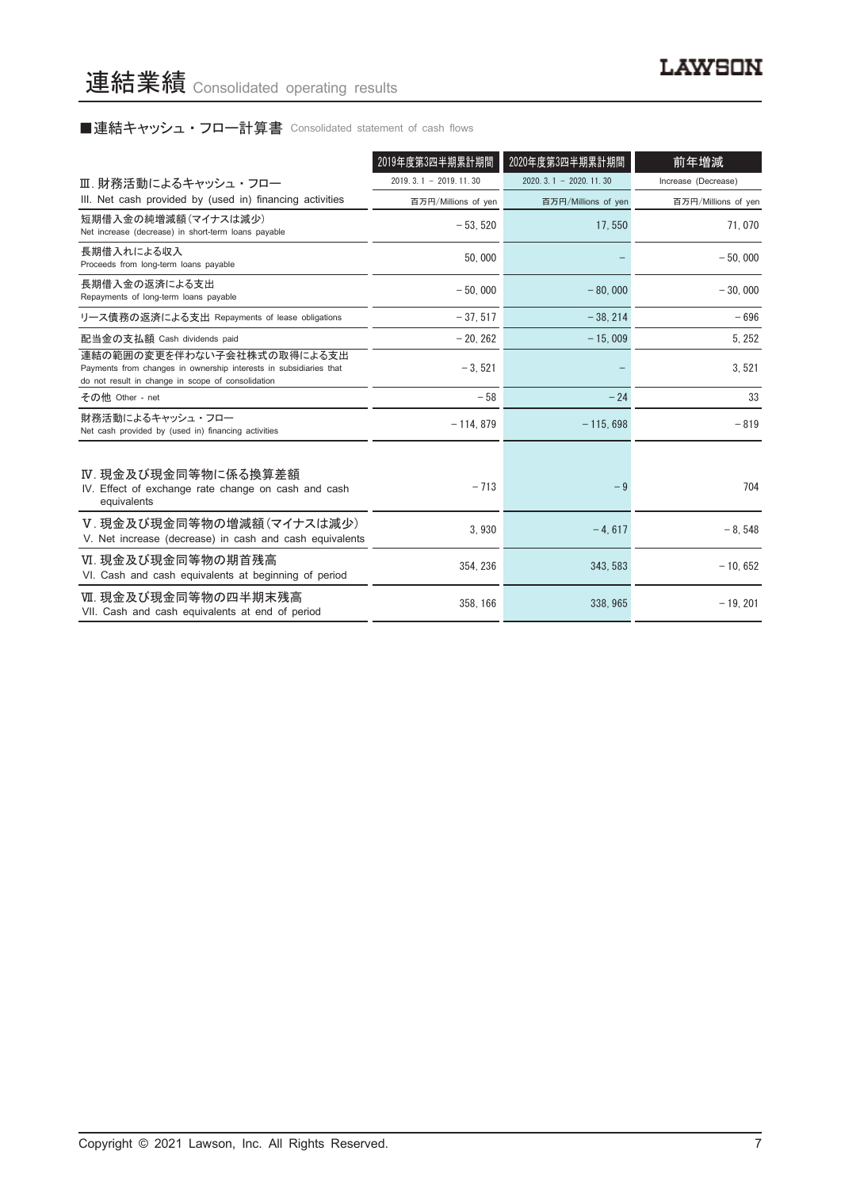# 連結業績 Consolidated operating results

## ■連結キャッシュ・フロー計算書 Consolidated statement of cash flows

| | 2019年度第3四半期累計期間 | 2020年度第3四半期累計期間 | 前年増減 |
|---|---|---|---|
| Ⅲ. 財務活動によるキャッシュ・フロー<br>III. Net cash provided by (used in) financing activities | 2019. 3. 1 － 2019. 11. 30 | 2020. 3. 1 － 2020. 11. 30 | Increase (Decrease) |
| | 百万円/Millions of yen | 百万円/Millions of yen | 百万円/Millions of yen |
| 短期借入金の純増減額（マイナスは減少）<br>Net increase (decrease) in short-term loans payable | －53, 520 | 17, 550 | 71, 070 |
| 長期借入れによる収入<br>Proceeds from long-term loans payable | 50, 000 | － | －50, 000 |
| 長期借入金の返済による支出<br>Repayments of long-term loans payable | －50, 000 | －80, 000 | －30, 000 |
| リース債務の返済による支出 Repayments of lease obligations | －37, 517 | －38, 214 | －696 |
| 配当金の支払額 Cash dividends paid | －20, 262 | －15, 009 | 5, 252 |
| 連結の範囲の変更を伴わない子会社株式の取得による支出<br>Payments from changes in ownership interests in subsidiaries that do not result in change in scope of consolidation | －3, 521 | － | 3, 521 |
| その他 Other - net | －58 | －24 | 33 |
| 財務活動によるキャッシュ・フロー<br>Net cash provided by (used in) financing activities | －114, 879 | －115, 698 | －819 |
| Ⅳ. 現金及び現金同等物に係る換算差額<br>IV. Effect of exchange rate change on cash and cash equivalents | －713 | －9 | 704 |
| Ⅴ. 現金及び現金同等物の増減額（マイナスは減少）<br>V. Net increase (decrease) in cash and cash equivalents | 3, 930 | －4, 617 | －8, 548 |
| Ⅵ. 現金及び現金同等物の期首残高<br>VI. Cash and cash equivalents at beginning of period | 354, 236 | 343, 583 | －10, 652 |
| Ⅶ. 現金及び現金同等物の四半期末残高<br>VII. Cash and cash equivalents at end of period | 358, 166 | 338, 965 | －19, 201 |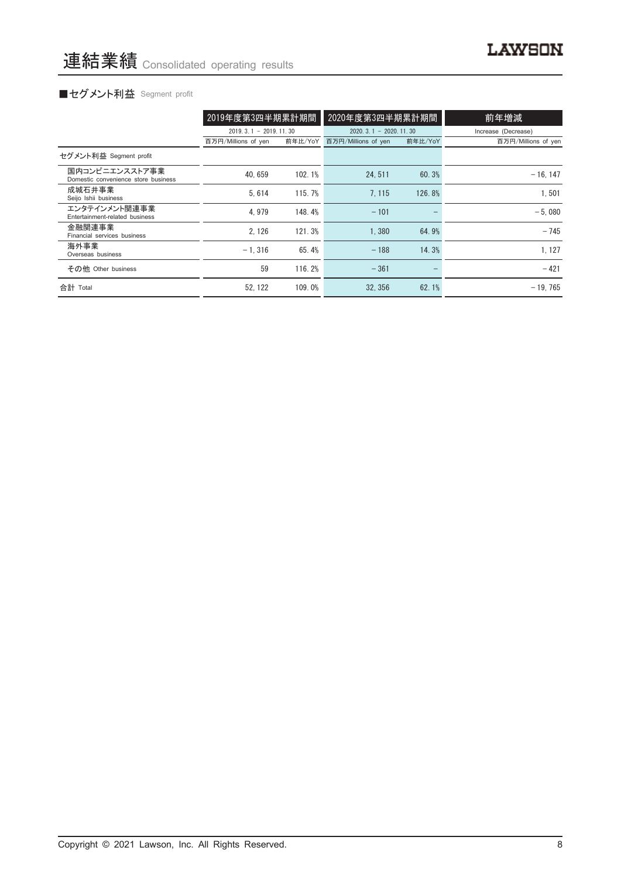# 連結業績 Consolidated operating results

## ■セグメント利益 Segment profit

| | 2019年度第3四半期累計期間 2019. 3. 1 – 2019. 11. 30 | | 2020年度第3四半期累計期間 2020. 3. 1 – 2020. 11. 30 | | 前年増減 Increase (Decrease) |
|---|---|---|---|---|---|
| | 百万円/Millions of yen | 前年比/YoY | 百万円/Millions of yen | 前年比/YoY | 百万円/Millions of yen |
| セグメント利益 Segment profit | | | | | |
| 国内コンビニエンスストア事業 Domestic convenience store business | 40, 659 | 102. 1% | 24, 511 | 60. 3% | − 16, 147 |
| 成城石井事業 Seijo Ishii business | 5, 614 | 115. 7% | 7, 115 | 126. 8% | 1, 501 |
| エンタテインメント関連事業 Entertainment-related business | 4, 979 | 148. 4% | − 101 | − | − 5, 080 |
| 金融関連事業 Financial services business | 2, 126 | 121. 3% | 1, 380 | 64. 9% | − 745 |
| 海外事業 Overseas business | − 1, 316 | 65. 4% | − 188 | 14. 3% | 1, 127 |
| その他 Other business | 59 | 116. 2% | − 361 | − | − 421 |
| 合計 Total | 52, 122 | 109. 0% | 32, 356 | 62. 1% | − 19, 765 |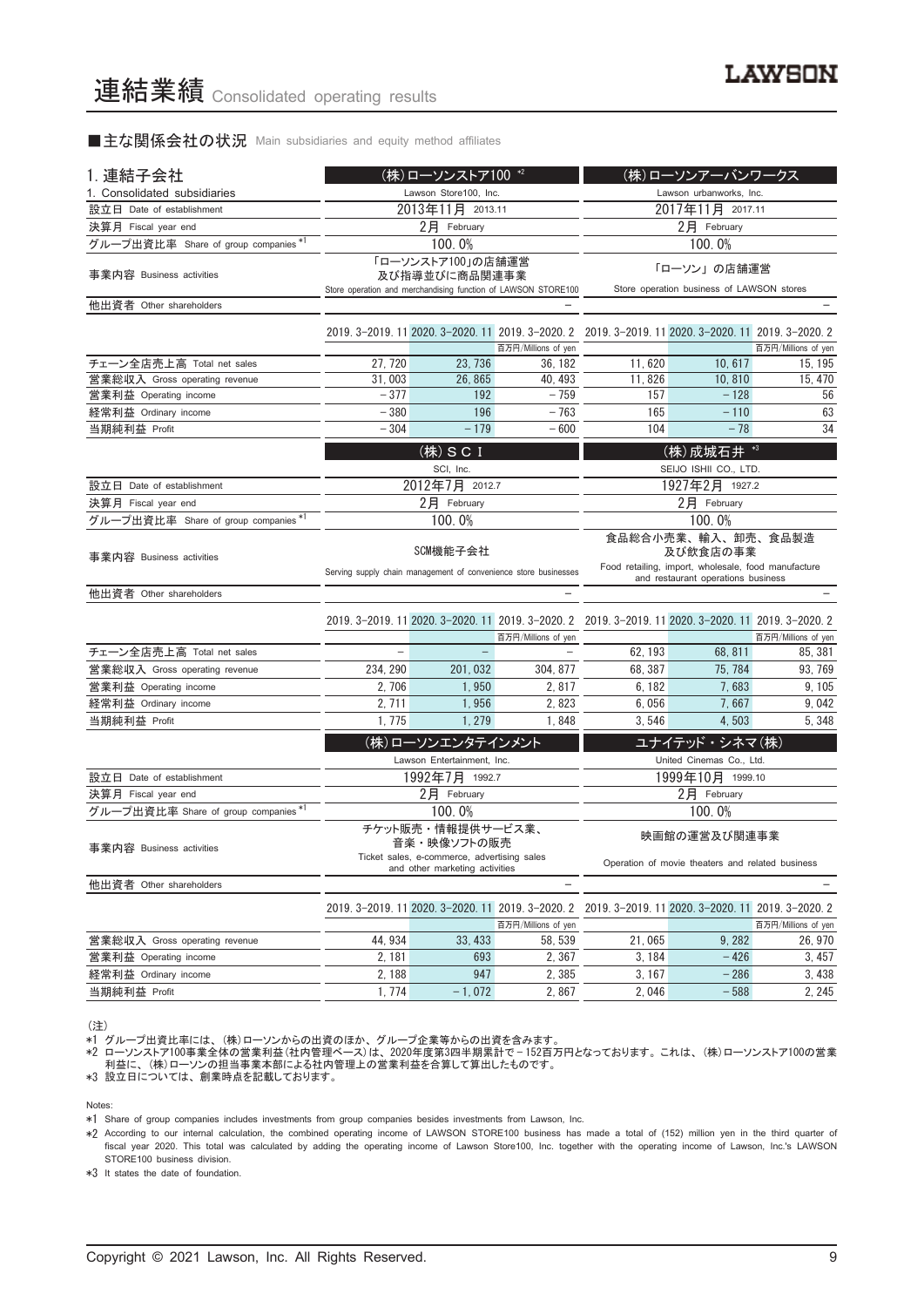# 連結業績 Consolidated operating results

## ■主な関係会社の状況 Main subsidiaries and equity method affiliates

| 1. 連結子会社<br>1. Consolidated subsidiaries | (株)ローソンストア100 *2<br>Lawson Store100, Inc. | | | (株)ローソンアーバンワークス<br>Lawson urbanworks, Inc. | | |
|---|---|---|---|---|---|---|
| 設立日 Date of establishment | 2013年11月 2013.11 | | | 2017年11月 2017.11 | | |
| 決算月 Fiscal year end | 2月 February | | | 2月 February | | |
| グループ出資比率 Share of group companies *1 | 100.0% | | | 100.0% | | |
| 事業内容 Business activities | 「ローソンストア100」の店舗運営及び指導並びに商品関連事業<br>Store operation and merchandising function of LAWSON STORE100 | | | 「ローソン」の店舗運営<br>Store operation business of LAWSON stores | | |
| 他出資者 Other shareholders | – | | | – | | |
| | 2019.3-2019.11 | 2020.3-2020.11 | 2019.3-2020.2<br>百万円/Millions of yen | 2019.3-2019.11 | 2020.3-2020.11 | 2019.3-2020.2<br>百万円/Millions of yen |
| チェーン全店売上高 Total net sales | 27,720 | 23,736 | 36,182 | 11,620 | 10,617 | 15,195 |
| 営業総収入 Gross operating revenue | 31,003 | 26,865 | 40,493 | 11,826 | 10,810 | 15,470 |
| 営業利益 Operating income | −377 | 192 | −759 | 157 | −128 | 56 |
| 経常利益 Ordinary income | −380 | 196 | −763 | 165 | −110 | 63 |
| 当期純利益 Profit | −304 | −179 | −600 | 104 | −78 | 34 |

| | (株)SCI<br>SCI, Inc. | | | (株)成城石井 *3<br>SEIJO ISHII CO., LTD. | | |
|---|---|---|---|---|---|---|
| 設立日 Date of establishment | 2012年7月 2012.7 | | | 1927年2月 1927.2 | | |
| 決算月 Fiscal year end | 2月 February | | | 2月 February | | |
| グループ出資比率 Share of group companies *1 | 100.0% | | | 100.0% | | |
| 事業内容 Business activities | SCM機能子会社<br>Serving supply chain management of convenience store businesses | | | 食品総合小売業、輸入、卸売、食品製造及び飲食店の事業<br>Food retailing, import, wholesale, food manufacture and restaurant operations business | | |
| 他出資者 Other shareholders | – | | | – | | |
| | 2019.3-2019.11 | 2020.3-2020.11 | 2019.3-2020.2<br>百万円/Millions of yen | 2019.3-2019.11 | 2020.3-2020.11 | 2019.3-2020.2<br>百万円/Millions of yen |
| チェーン全店売上高 Total net sales | – | – | – | 62,193 | 68,811 | 85,381 |
| 営業総収入 Gross operating revenue | 234,290 | 201,032 | 304,877 | 68,387 | 75,784 | 93,769 |
| 営業利益 Operating income | 2,706 | 1,950 | 2,817 | 6,182 | 7,683 | 9,105 |
| 経常利益 Ordinary income | 2,711 | 1,956 | 2,823 | 6,056 | 7,667 | 9,042 |
| 当期純利益 Profit | 1,775 | 1,279 | 1,848 | 3,546 | 4,503 | 5,348 |

| | (株)ローソンエンタテインメント<br>Lawson Entertainment, Inc. | | | ユナイテッド・シネマ(株)<br>United Cinemas Co., Ltd. | | |
|---|---|---|---|---|---|---|
| 設立日 Date of establishment | 1992年7月 1992.7 | | | 1999年10月 1999.10 | | |
| 決算月 Fiscal year end | 2月 February | | | 2月 February | | |
| グループ出資比率 Share of group companies *1 | 100.0% | | | 100.0% | | |
| 事業内容 Business activities | チケット販売・情報提供サービス業、音楽・映像ソフトの販売<br>Ticket sales, e-commerce, advertising sales and other marketing activities | | | 映画館の運営及び関連事業<br>Operation of movie theaters and related business | | |
| 他出資者 Other shareholders | – | | | – | | |
| | 2019.3-2019.11 | 2020.3-2020.11 | 2019.3-2020.2<br>百万円/Millions of yen | 2019.3-2019.11 | 2020.3-2020.11 | 2019.3-2020.2<br>百万円/Millions of yen |
| 営業総収入 Gross operating revenue | 44,934 | 33,433 | 58,539 | 21,065 | 9,282 | 26,970 |
| 営業利益 Operating income | 2,181 | 693 | 2,367 | 3,184 | −426 | 3,457 |
| 経常利益 Ordinary income | 2,188 | 947 | 2,385 | 3,167 | −286 | 3,438 |
| 当期純利益 Profit | 1,774 | −1,072 | 2,867 | 2,046 | −588 | 2,245 |

(注)
*1 グループ出資比率には、(株)ローソンからの出資のほか、グループ企業等からの出資を含みます。
*2 ローソンストア100事業全体の営業利益(社内管理ベース)は、2020年度第3四半期累計で−152百万円となっております。これは、(株)ローソンストア100の営業利益に、(株)ローソンの担当事業本部による社内管理上の営業利益を合算して算出したものです。
*3 設立日については、創業時点を記載しております。

Notes:
*1 Share of group companies includes investments from group companies besides investments from Lawson, Inc.
*2 According to our internal calculation, the combined operating income of LAWSON STORE100 business has made a total of (152) million yen in the third quarter of fiscal year 2020. This total was calculated by adding the operating income of Lawson Store100, Inc. together with the operating income of Lawson, Inc.'s LAWSON STORE100 business division.
*3 It states the date of foundation.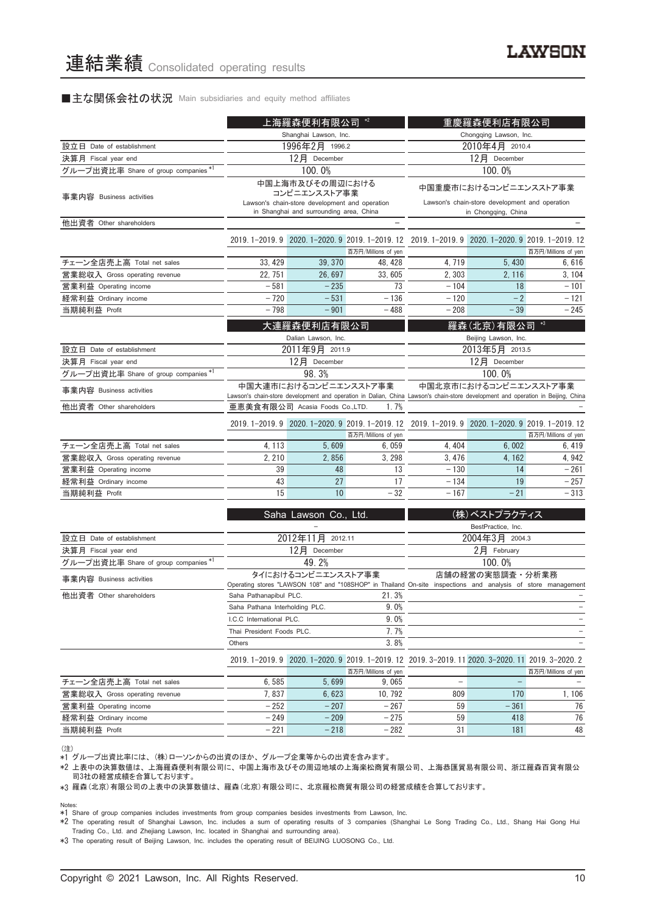# 連結業績 Consolidated operating results

## ■主な関係会社の状況 Main subsidiaries and equity method affiliates

| | 上海羅森便利有限公司 *2 | | | 重慶羅森便利店有限公司 | | |
|---|---|---|---|---|---|---|
| | Shanghai Lawson, Inc. | | | Chongqing Lawson, Inc. | | |
| 設立日 Date of establishment | 1996年2月 1996.2 | | | 2010年4月 2010.4 | | |
| 決算月 Fiscal year end | 12月 December | | | 12月 December | | |
| グループ出資比率 Share of group companies *1 | 100.0% | | | 100.0% | | |
| 事業内容 Business activities | 中国上海市及びその周辺におけるコンビニエンスストア事業 Lawson's chain-store development and operation in Shanghai and surrounding area, China | | | 中国重慶市におけるコンビニエンスストア事業 Lawson's chain-store development and operation in Chongqing, China | | |
| 他出資者 Other shareholders | | | – | | | – |
| | 2019.1–2019.9 | 2020.1–2020.9 | 2019.1–2019.12 | 2019.1–2019.9 | 2020.1–2020.9 | 2019.1–2019.12 |
| | | | 百万円/Millions of yen | | | 百万円/Millions of yen |
| チェーン全店売上高 Total net sales | 33,429 | 39,370 | 48,428 | 4,719 | 5,430 | 6,616 |
| 営業総収入 Gross operating revenue | 22,751 | 26,697 | 33,605 | 2,303 | 2,116 | 3,104 |
| 営業利益 Operating income | −581 | −235 | 73 | −104 | 18 | −101 |
| 経常利益 Ordinary income | −720 | −531 | −136 | −120 | −2 | −121 |
| 当期純利益 Profit | −798 | −901 | −488 | −208 | −39 | −245 |

| | 大連羅森便利店有限公司 | | | 羅森(北京)有限公司 *3 | | |
|---|---|---|---|---|---|---|
| | Dalian Lawson, Inc. | | | Beijing Lawson, Inc. | | |
| 設立日 Date of establishment | 2011年9月 2011.9 | | | 2013年5月 2013.5 | | |
| 決算月 Fiscal year end | 12月 December | | | 12月 December | | |
| グループ出資比率 Share of group companies *1 | 98.3% | | | 100.0% | | |
| 事業内容 Business activities | 中国大連市におけるコンビニエンスストア事業 Lawson's chain-store development and operation in Dalian, China | | | 中国北京市におけるコンビニエンスストア事業 Lawson's chain-store development and operation in Beijing, China | | |
| 他出資者 Other shareholders | 亜恵美食有限公司 Acasia Foods Co.,LTD. | | 1.7% | | | – |
| | 2019.1–2019.9 | 2020.1–2020.9 | 2019.1–2019.12 | 2019.1–2019.9 | 2020.1–2020.9 | 2019.1–2019.12 |
| | | | 百万円/Millions of yen | | | 百万円/Millions of yen |
| チェーン全店売上高 Total net sales | 4,113 | 5,609 | 6,059 | 4,404 | 6,002 | 6,419 |
| 営業総収入 Gross operating revenue | 2,210 | 2,856 | 3,298 | 3,476 | 4,162 | 4,942 |
| 営業利益 Operating income | 39 | 48 | 13 | −130 | 14 | −261 |
| 経常利益 Ordinary income | 43 | 27 | 17 | −134 | 19 | −257 |
| 当期純利益 Profit | 15 | 10 | −32 | −167 | −21 | −313 |

| | Saha Lawson Co., Ltd. | | | (株)ベストプラクティス | | |
|---|---|---|---|---|---|---|
| | – | | | BestPractice, Inc. | | |
| 設立日 Date of establishment | 2012年11月 2012.11 | | | 2004年3月 2004.3 | | |
| 決算月 Fiscal year end | 12月 December | | | 2月 February | | |
| グループ出資比率 Share of group companies *1 | 49.2% | | | 100.0% | | |
| 事業内容 Business activities | タイにおけるコンビニエンスストア事業 Operating stores "LAWSON 108" and "108SHOP" in Thailand | | | 店舗の経営の実態調査・分析業務 On-site inspections and analysis of store management | | |
| 他出資者 Other shareholders | Saha Pathanapibul PLC. | | 21.3% | | | – |
| | Saha Pathana Interholding PLC. | | 9.0% | | | – |
| | I.C.C International PLC. | | 9.0% | | | – |
| | Thai President Foods PLC. | | 7.7% | | | – |
| | Others | | 3.8% | | | – |
| | 2019.1–2019.9 | 2020.1–2020.9 | 2019.1–2019.12 | 2019.3–2019.11 | 2020.3–2020.11 | 2019.3–2020.2 |
| | | | 百万円/Millions of yen | | | 百万円/Millions of yen |
| チェーン全店売上高 Total net sales | 6,585 | 5,699 | 9,065 | – | – | – |
| 営業総収入 Gross operating revenue | 7,837 | 6,623 | 10,792 | 809 | 170 | 1,106 |
| 営業利益 Operating income | −252 | −207 | −267 | 59 | −361 | 76 |
| 経常利益 Ordinary income | −249 | −209 | −275 | 59 | 418 | 76 |
| 当期純利益 Profit | −221 | −218 | −282 | 31 | 181 | 48 |

(注)
*1 グループ出資比率には、(株)ローソンからの出資のほか、グループ企業等からの出資を含みます。
*2 上表中の決算数値は、上海羅森便利有限公司に、中国上海市及びその周辺地域の上海楽松商貿有限公司、上海恭匯貿易有限公司、浙江羅森百貨有限公司3社の経営成績を合算しております。
*3 羅森(北京)有限公司の上表中の決算数値は、羅森(北京)有限公司に、北京羅松商貿有限公司の経営成績を合算しております。

Notes:
*1 Share of group companies includes investments from group companies besides investments from Lawson, Inc.
*2 The operating result of Shanghai Lawson, Inc. includes a sum of operating results of 3 companies (Shanghai Le Song Trading Co., Ltd., Shang Hai Gong Hui Trading Co., Ltd. and Zhejiang Lawson, Inc. located in Shanghai and surrounding area).
*3 The operating result of Beijing Lawson, Inc. includes the operating result of BEIJING LUOSONG Co., Ltd.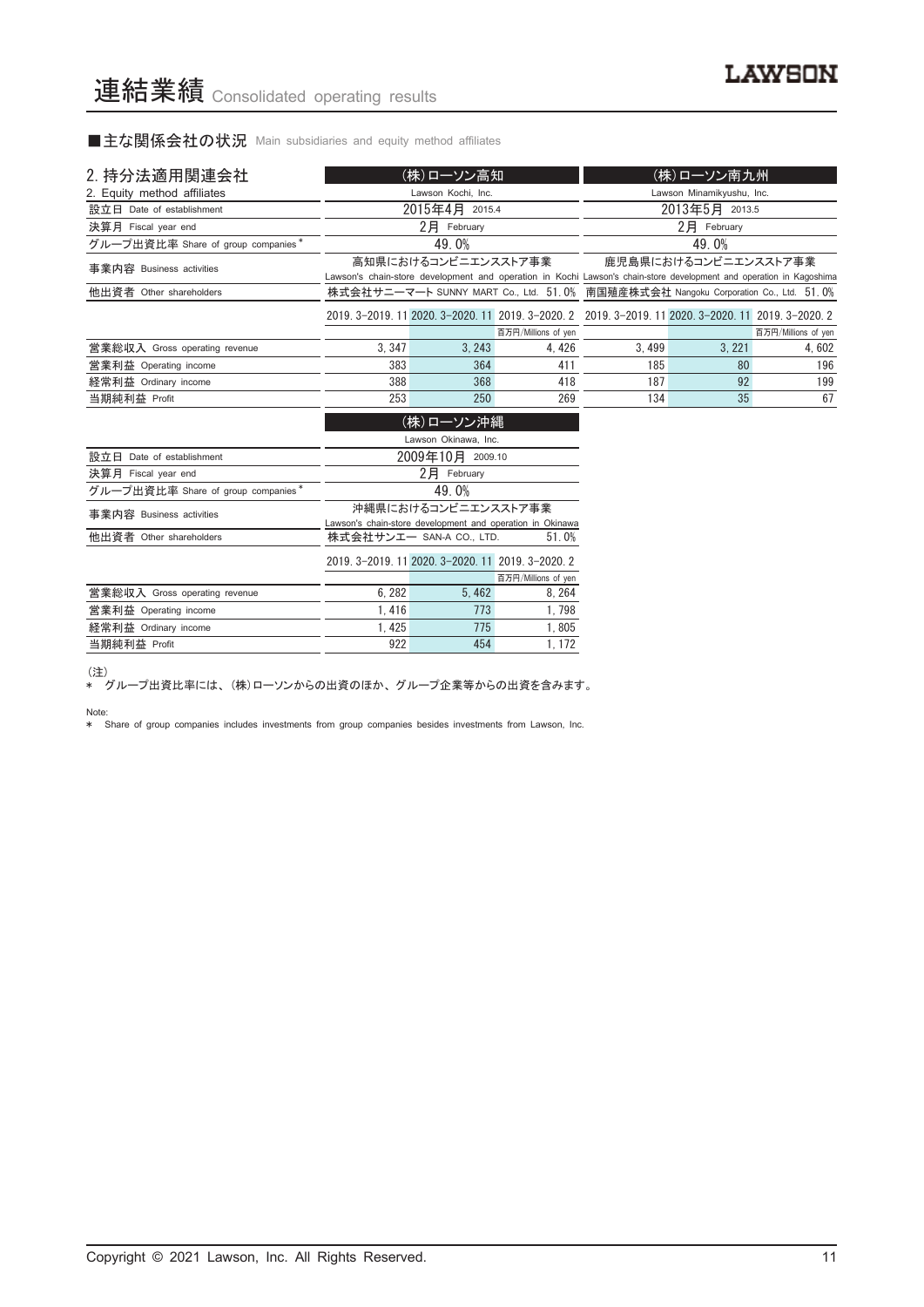# 連結業績 Consolidated operating results

■主な関係会社の状況 Main subsidiaries and equity method affiliates

| 2. 持分法適用関連会社<br>2. Equity method affiliates | (株)ローソン高知<br>Lawson Kochi, Inc. | | | (株)ローソン南九州<br>Lawson Minamikyushu, Inc. | | |
|---|---|---|---|---|---|---|
| 設立日 Date of establishment | 2015年4月 2015.4 | | | 2013年5月 2013.5 | | |
| 決算月 Fiscal year end | 2月 February | | | 2月 February | | |
| グループ出資比率 Share of group companies * | 49.0% | | | 49.0% | | |
| 事業内容 Business activities | 高知県におけるコンビニエンスストア事業<br>Lawson's chain-store development and operation in Kochi | | | 鹿児島県におけるコンビニエンスストア事業<br>Lawson's chain-store development and operation in Kagoshima | | |
| 他出資者 Other shareholders | 株式会社サニーマート SUNNY MART Co., Ltd. 51.0% | | | 南国殖産株式会社 Nangoku Corporation Co., Ltd. 51.0% | | |
| | 2019.3-2019.11 | 2020.3-2020.11 | 2019.3-2020.2 | 2019.3-2019.11 | 2020.3-2020.11 | 2019.3-2020.2 |
| | | | 百万円/Millions of yen | | | 百万円/Millions of yen |
| 営業総収入 Gross operating revenue | 3,347 | 3,243 | 4,426 | 3,499 | 3,221 | 4,602 |
| 営業利益 Operating income | 383 | 364 | 411 | 185 | 80 | 196 |
| 経常利益 Ordinary income | 388 | 368 | 418 | 187 | 92 | 199 |
| 当期純利益 Profit | 253 | 250 | 269 | 134 | 35 | 67 |

| | (株)ローソン沖縄<br>Lawson Okinawa, Inc. | | |
|---|---|---|---|
| 設立日 Date of establishment | 2009年10月 2009.10 | | |
| 決算月 Fiscal year end | 2月 February | | |
| グループ出資比率 Share of group companies * | 49.0% | | |
| 事業内容 Business activities | 沖縄県におけるコンビニエンスストア事業<br>Lawson's chain-store development and operation in Okinawa | | |
| 他出資者 Other shareholders | 株式会社サンエー SAN-A CO., LTD. 51.0% | | |
| | 2019.3-2019.11 | 2020.3-2020.11 | 2019.3-2020.2 |
| | | | 百万円/Millions of yen |
| 営業総収入 Gross operating revenue | 6,282 | 5,462 | 8,264 |
| 営業利益 Operating income | 1,416 | 773 | 1,798 |
| 経常利益 Ordinary income | 1,425 | 775 | 1,805 |
| 当期純利益 Profit | 922 | 454 | 1,172 |

(注)
* グループ出資比率には、(株)ローソンからの出資のほか、グループ企業等からの出資を含みます。

Note:
* Share of group companies includes investments from group companies besides investments from Lawson, Inc.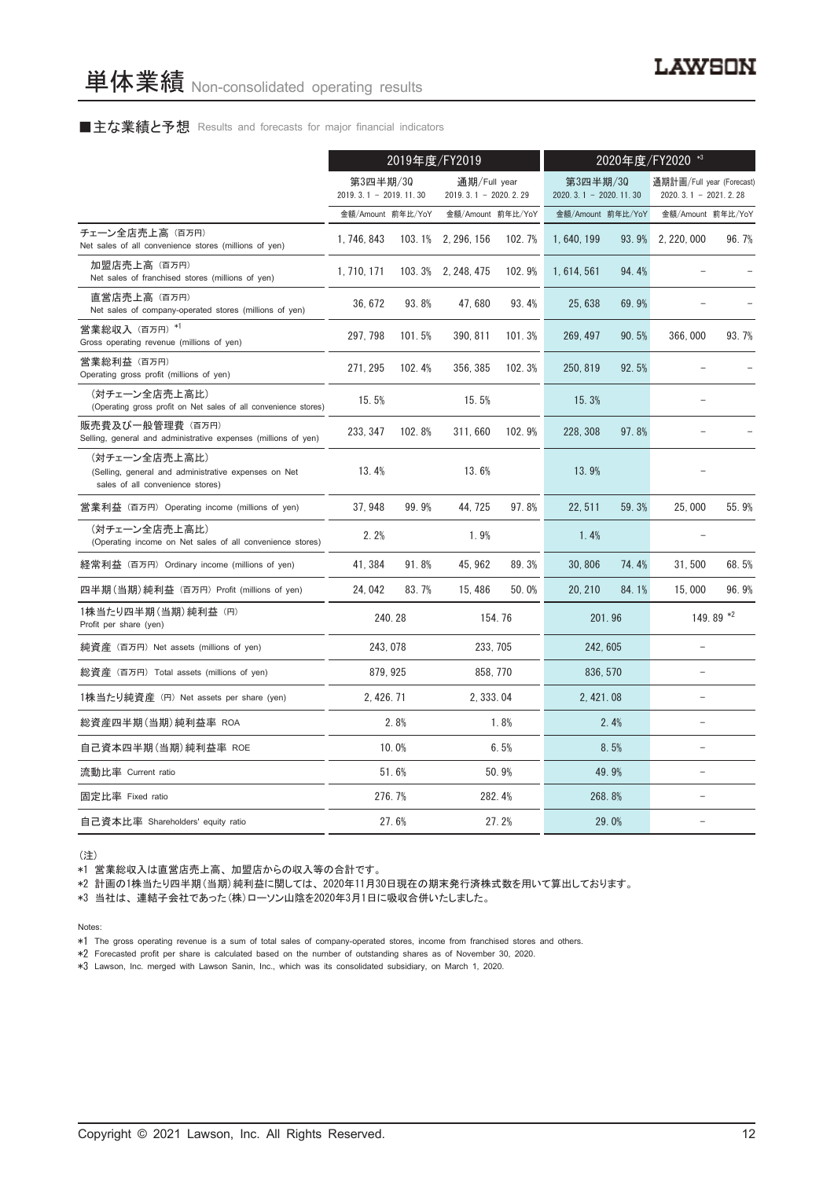# 単体業績 Non-consolidated operating results

■主な業績と予想 Results and forecasts for major financial indicators

| | 2019年度/FY2019 | | | | 2020年度/FY2020 *3 | | | |
|---|---|---|---|---|---|---|---|---|
| | 第3四半期/3Q 2019. 3. 1 － 2019. 11. 30 | | 通期/Full year 2019. 3. 1 － 2020. 2. 29 | | 第3四半期/3Q 2020. 3. 1 － 2020. 11. 30 | | 通期計画/Full year (Forecast) 2020. 3. 1 － 2021. 2. 28 | |
| | 金額/Amount | 前年比/YoY | 金額/Amount | 前年比/YoY | 金額/Amount | 前年比/YoY | 金額/Amount | 前年比/YoY |
| チェーン全店売上高（百万円） Net sales of all convenience stores (millions of yen) | 1, 746, 843 | 103. 1% | 2, 296, 156 | 102. 7% | 1, 640, 199 | 93. 9% | 2, 220, 000 | 96. 7% |
| 加盟店売上高（百万円） Net sales of franchised stores (millions of yen) | 1, 710, 171 | 103. 3% | 2, 248, 475 | 102. 9% | 1, 614, 561 | 94. 4% | － | － |
| 直営店売上高（百万円） Net sales of company-operated stores (millions of yen) | 36, 672 | 93. 8% | 47, 680 | 93. 4% | 25, 638 | 69. 9% | － | － |
| 営業総収入（百万円）*1 Gross operating revenue (millions of yen) | 297, 798 | 101. 5% | 390, 811 | 101. 3% | 269, 497 | 90. 5% | 366, 000 | 93. 7% |
| 営業総利益（百万円） Operating gross profit (millions of yen) | 271, 295 | 102. 4% | 356, 385 | 102. 3% | 250, 819 | 92. 5% | － | － |
| （対チェーン全店売上高比） (Operating gross profit on Net sales of all convenience stores) | 15. 5% | | 15. 5% | | 15. 3% | | － | |
| 販売費及び一般管理費（百万円） Selling, general and administrative expenses (millions of yen) | 233, 347 | 102. 8% | 311, 660 | 102. 9% | 228, 308 | 97. 8% | － | － |
| （対チェーン全店売上高比） (Selling, general and administrative expenses on Net sales of all convenience stores) | 13. 4% | | 13. 6% | | 13. 9% | | － | |
| 営業利益（百万円） Operating income (millions of yen) | 37, 948 | 99. 9% | 44, 725 | 97. 8% | 22, 511 | 59. 3% | 25, 000 | 55. 9% |
| （対チェーン全店売上高比） (Operating income on Net sales of all convenience stores) | 2. 2% | | 1. 9% | | 1. 4% | | － | |
| 経常利益（百万円） Ordinary income (millions of yen) | 41, 384 | 91. 8% | 45, 962 | 89. 3% | 30, 806 | 74. 4% | 31, 500 | 68. 5% |
| 四半期(当期)純利益（百万円） Profit (millions of yen) | 24, 042 | 83. 7% | 15, 486 | 50. 0% | 20, 210 | 84. 1% | 15, 000 | 96. 9% |
| 1株当たり四半期(当期)純利益（円） Profit per share (yen) | 240. 28 | | 154. 76 | | 201. 96 | | 149. 89 *2 | |
| 純資産（百万円） Net assets (millions of yen) | 243, 078 | | 233, 705 | | 242, 605 | | － | |
| 総資産（百万円） Total assets (millions of yen) | 879, 925 | | 858, 770 | | 836, 570 | | － | |
| 1株当たり純資産（円） Net assets per share (yen) | 2, 426. 71 | | 2, 333. 04 | | 2, 421. 08 | | － | |
| 総資産四半期(当期)純利益率 ROA | 2. 8% | | 1. 8% | | 2. 4% | | － | |
| 自己資本四半期(当期)純利益率 ROE | 10. 0% | | 6. 5% | | 8. 5% | | － | |
| 流動比率 Current ratio | 51. 6% | | 50. 9% | | 49. 9% | | － | |
| 固定比率 Fixed ratio | 276. 7% | | 282. 4% | | 268. 8% | | － | |
| 自己資本比率 Shareholders' equity ratio | 27. 6% | | 27. 2% | | 29. 0% | | － | |

（注）

*1 営業総収入は直営店売上高、加盟店からの収入等の合計です。

*2 計画の1株当たり四半期(当期)純利益に関しては、2020年11月30日現在の期末発行済株式数を用いて算出しております。

*3 当社は、連結子会社であった(株)ローソン山陰を2020年3月1日に吸収合併いたしました。

Notes:

*1 The gross operating revenue is a sum of total sales of company-operated stores, income from franchised stores and others.

*2 Forecasted profit per share is calculated based on the number of outstanding shares as of November 30, 2020.

*3 Lawson, Inc. merged with Lawson Sanin, Inc., which was its consolidated subsidiary, on March 1, 2020.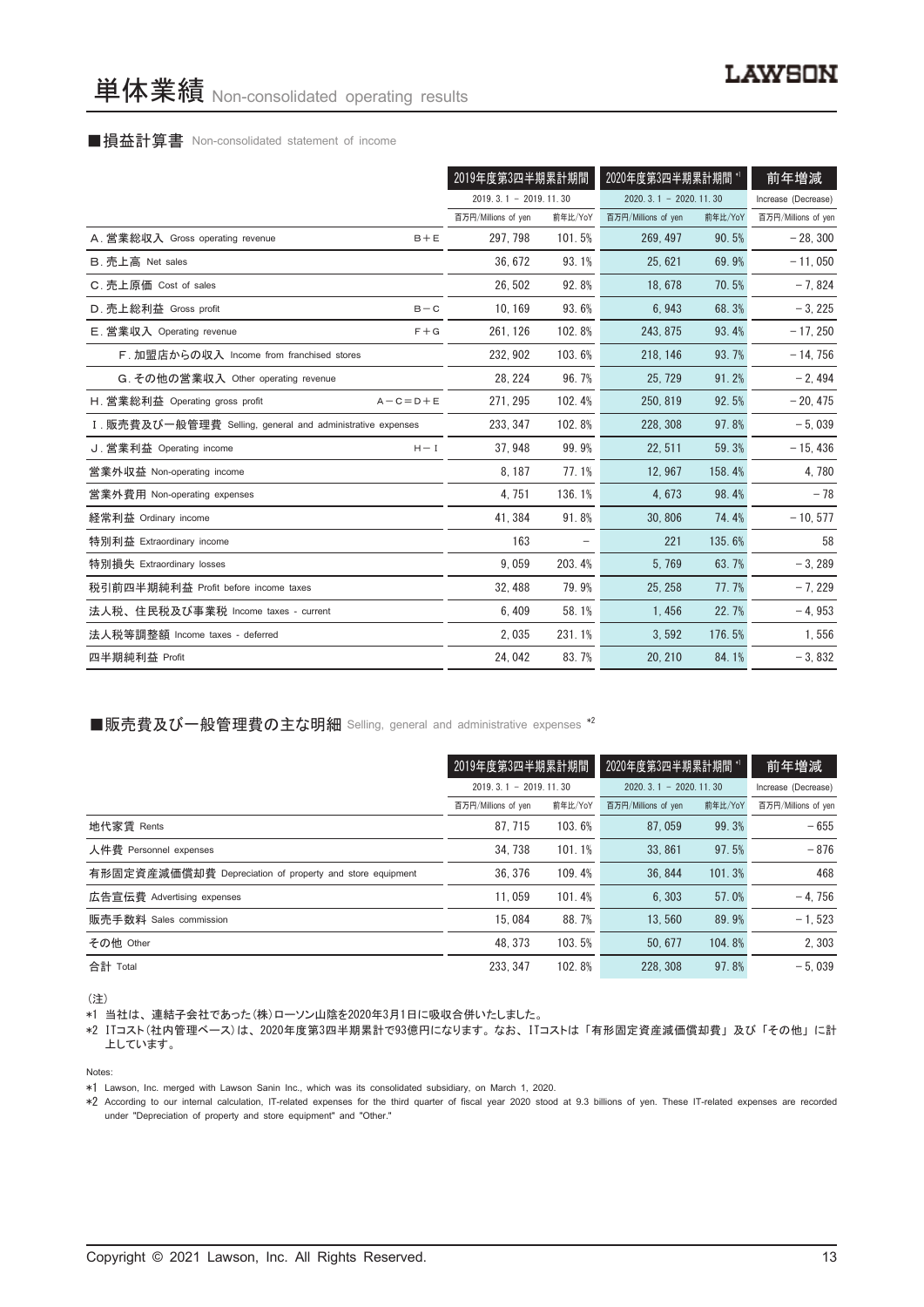# 単体業績 Non-consolidated operating results

## ■損益計算書 Non-consolidated statement of income

| | | 2019年度第3四半期累計期間 | | 2020年度第3四半期累計期間 *1 | | 前年増減 |
|---|---|---|---|---|---|---|
| | | 2019. 3. 1 – 2019. 11. 30 | | 2020. 3. 1 – 2020. 11. 30 | | Increase (Decrease) |
| | | 百万円/Millions of yen | 前年比/YoY | 百万円/Millions of yen | 前年比/YoY | 百万円/Millions of yen |
| A. 営業総収入 Gross operating revenue | B＋E | 297, 798 | 101. 5% | 269, 497 | 90. 5% | – 28, 300 |
| B. 売上高 Net sales | | 36, 672 | 93. 1% | 25, 621 | 69. 9% | – 11, 050 |
| C. 売上原価 Cost of sales | | 26, 502 | 92. 8% | 18, 678 | 70. 5% | – 7, 824 |
| D. 売上総利益 Gross profit | B－C | 10, 169 | 93. 6% | 6, 943 | 68. 3% | – 3, 225 |
| E. 営業収入 Operating revenue | F＋G | 261, 126 | 102. 8% | 243, 875 | 93. 4% | – 17, 250 |
| F. 加盟店からの収入 Income from franchised stores | | 232, 902 | 103. 6% | 218, 146 | 93. 7% | – 14, 756 |
| G. その他の営業収入 Other operating revenue | | 28, 224 | 96. 7% | 25, 729 | 91. 2% | – 2, 494 |
| H. 営業総利益 Operating gross profit | A－C＝D＋E | 271, 295 | 102. 4% | 250, 819 | 92. 5% | – 20, 475 |
| I. 販売費及び一般管理費 Selling, general and administrative expenses | | 233, 347 | 102. 8% | 228, 308 | 97. 8% | – 5, 039 |
| J. 営業利益 Operating income | H－I | 37, 948 | 99. 9% | 22, 511 | 59. 3% | – 15, 436 |
| 営業外収益 Non-operating income | | 8, 187 | 77. 1% | 12, 967 | 158. 4% | 4, 780 |
| 営業外費用 Non-operating expenses | | 4, 751 | 136. 1% | 4, 673 | 98. 4% | – 78 |
| 経常利益 Ordinary income | | 41, 384 | 91. 8% | 30, 806 | 74. 4% | – 10, 577 |
| 特別利益 Extraordinary income | | 163 | – | 221 | 135. 6% | 58 |
| 特別損失 Extraordinary losses | | 9, 059 | 203. 4% | 5, 769 | 63. 7% | – 3, 289 |
| 税引前四半期純利益 Profit before income taxes | | 32, 488 | 79. 9% | 25, 258 | 77. 7% | – 7, 229 |
| 法人税、住民税及び事業税 Income taxes - current | | 6, 409 | 58. 1% | 1, 456 | 22. 7% | – 4, 953 |
| 法人税等調整額 Income taxes - deferred | | 2, 035 | 231. 1% | 3, 592 | 176. 5% | 1, 556 |
| 四半期純利益 Profit | | 24, 042 | 83. 7% | 20, 210 | 84. 1% | – 3, 832 |

## ■販売費及び一般管理費の主な明細 Selling, general and administrative expenses *2

| | 2019年度第3四半期累計期間 | | 2020年度第3四半期累計期間 *1 | | 前年増減 |
|---|---|---|---|---|---|
| | 2019. 3. 1 – 2019. 11. 30 | | 2020. 3. 1 – 2020. 11. 30 | | Increase (Decrease) |
| | 百万円/Millions of yen | 前年比/YoY | 百万円/Millions of yen | 前年比/YoY | 百万円/Millions of yen |
| 地代家賃 Rents | 87, 715 | 103. 6% | 87, 059 | 99. 3% | – 655 |
| 人件費 Personnel expenses | 34, 738 | 101. 1% | 33, 861 | 97. 5% | – 876 |
| 有形固定資産減価償却費 Depreciation of property and store equipment | 36, 376 | 109. 4% | 36, 844 | 101. 3% | 468 |
| 広告宣伝費 Advertising expenses | 11, 059 | 101. 4% | 6, 303 | 57. 0% | – 4, 756 |
| 販売手数料 Sales commission | 15, 084 | 88. 7% | 13, 560 | 89. 9% | – 1, 523 |
| その他 Other | 48, 373 | 103. 5% | 50, 677 | 104. 8% | 2, 303 |
| 合計 Total | 233, 347 | 102. 8% | 228, 308 | 97. 8% | – 5, 039 |

(注)

*1 当社は、連結子会社であった(株)ローソン山陰を2020年3月1日に吸収合併いたしました。

*2 ITコスト(社内管理ベース)は、2020年度第3四半期累計で93億円になります。なお、ITコストは「有形固定資産減価償却費」及び「その他」に計上しています。

Notes:

*1 Lawson, Inc. merged with Lawson Sanin Inc., which was its consolidated subsidiary, on March 1, 2020.

*2 According to our internal calculation, IT-related expenses for the third quarter of fiscal year 2020 stood at 9.3 billions of yen. These IT-related expenses are recorded under "Depreciation of property and store equipment" and "Other."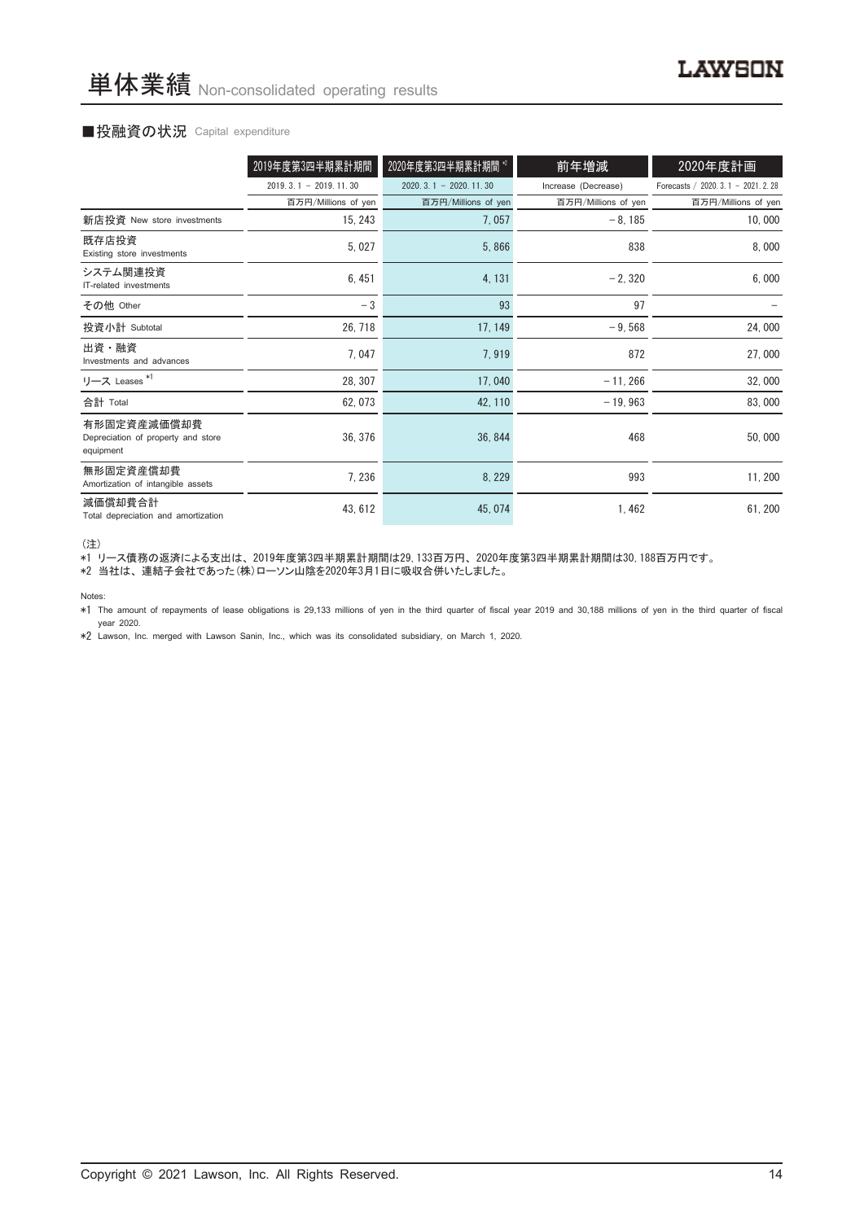# 単体業績 Non-consolidated operating results

## ■投融資の状況 Capital expenditure

| | 2019年度第3四半期累計期間 | 2020年度第3四半期累計期間 *2 | 前年増減 | 2020年度計画 |
|---|---|---|---|---|
| | 2019. 3. 1 – 2019. 11. 30 | 2020. 3. 1 – 2020. 11. 30 | Increase (Decrease) | Forecasts / 2020. 3. 1 – 2021. 2. 28 |
| | 百万円/Millions of yen | 百万円/Millions of yen | 百万円/Millions of yen | 百万円/Millions of yen |
| 新店投資 New store investments | 15, 243 | 7, 057 | – 8, 185 | 10, 000 |
| 既存店投資 Existing store investments | 5, 027 | 5, 866 | 838 | 8, 000 |
| システム関連投資 IT-related investments | 6, 451 | 4, 131 | – 2, 320 | 6, 000 |
| その他 Other | – 3 | 93 | 97 | – |
| 投資小計 Subtotal | 26, 718 | 17, 149 | – 9, 568 | 24, 000 |
| 出資・融資 Investments and advances | 7, 047 | 7, 919 | 872 | 27, 000 |
| リース Leases *1 | 28, 307 | 17, 040 | – 11, 266 | 32, 000 |
| 合計 Total | 62, 073 | 42, 110 | – 19, 963 | 83, 000 |
| 有形固定資産減価償却費 Depreciation of property and store equipment | 36, 376 | 36, 844 | 468 | 50, 000 |
| 無形固定資産償却費 Amortization of intangible assets | 7, 236 | 8, 229 | 993 | 11, 200 |
| 減価償却費合計 Total depreciation and amortization | 43, 612 | 45, 074 | 1, 462 | 61, 200 |

（注）

*1 リース債務の返済による支出は、2019年度第3四半期累計期間は29, 133百万円、2020年度第3四半期累計期間は30, 188百万円です。

*2 当社は、連結子会社であった（株）ローソン山陰を2020年3月1日に吸収合併いたしました。

Notes:

*1 The amount of repayments of lease obligations is 29,133 millions of yen in the third quarter of fiscal year 2019 and 30,188 millions of yen in the third quarter of fiscal year 2020.

*2 Lawson, Inc. merged with Lawson Sanin, Inc., which was its consolidated subsidiary, on March 1, 2020.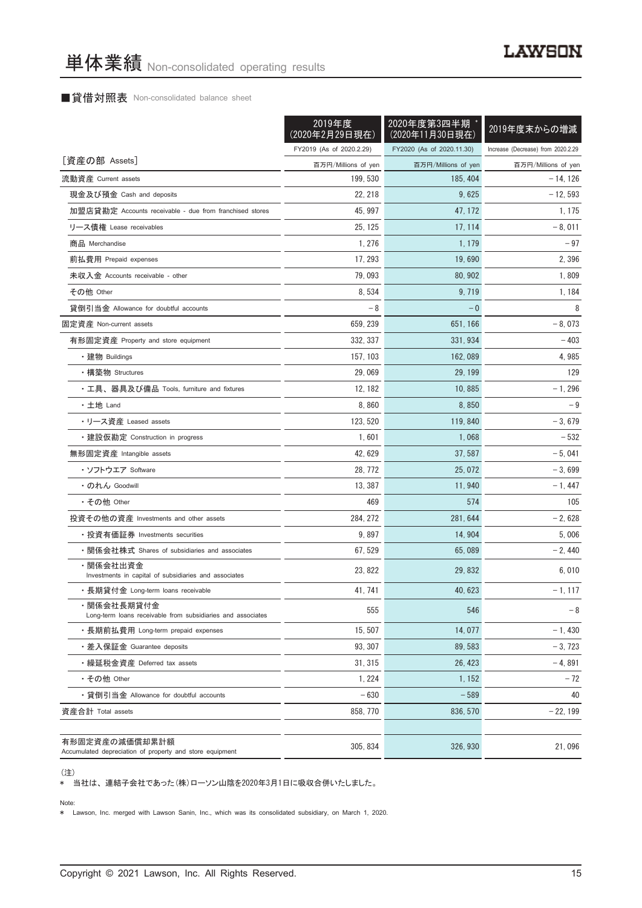# 単体業績 Non-consolidated operating results

## ■貸借対照表 Non-consolidated balance sheet

| | 2019年度（2020年2月29日現在） | 2020年度第3四半期 *（2020年11月30日現在） | 2019年度末からの増減 |
|---|---|---|---|
| | FY2019 (As of 2020.2.29) | FY2020 (As of 2020.11.30) | Increase (Decrease) from 2020.2.29 |
| ［資産の部 Assets］ | 百万円/Millions of yen | 百万円/Millions of yen | 百万円/Millions of yen |
| 流動資産 Current assets | 199, 530 | 185, 404 | －14, 126 |
| 現金及び預金 Cash and deposits | 22, 218 | 9, 625 | －12, 593 |
| 加盟店貸勘定 Accounts receivable - due from franchised stores | 45, 997 | 47, 172 | 1, 175 |
| リース債権 Lease receivables | 25, 125 | 17, 114 | －8, 011 |
| 商品 Merchandise | 1, 276 | 1, 179 | －97 |
| 前払費用 Prepaid expenses | 17, 293 | 19, 690 | 2, 396 |
| 未収入金 Accounts receivable - other | 79, 093 | 80, 902 | 1, 809 |
| その他 Other | 8, 534 | 9, 719 | 1, 184 |
| 貸倒引当金 Allowance for doubtful accounts | －8 | －0 | 8 |
| 固定資産 Non-current assets | 659, 239 | 651, 166 | －8, 073 |
| 有形固定資産 Property and store equipment | 332, 337 | 331, 934 | －403 |
| ・建物 Buildings | 157, 103 | 162, 089 | 4, 985 |
| ・構築物 Structures | 29, 069 | 29, 199 | 129 |
| ・工具、器具及び備品 Tools, furniture and fixtures | 12, 182 | 10, 885 | －1, 296 |
| ・土地 Land | 8, 860 | 8, 850 | －9 |
| ・リース資産 Leased assets | 123, 520 | 119, 840 | －3, 679 |
| ・建設仮勘定 Construction in progress | 1, 601 | 1, 068 | －532 |
| 無形固定資産 Intangible assets | 42, 629 | 37, 587 | －5, 041 |
| ・ソフトウエア Software | 28, 772 | 25, 072 | －3, 699 |
| ・のれん Goodwill | 13, 387 | 11, 940 | －1, 447 |
| ・その他 Other | 469 | 574 | 105 |
| 投資その他の資産 Investments and other assets | 284, 272 | 281, 644 | －2, 628 |
| ・投資有価証券 Investments securities | 9, 897 | 14, 904 | 5, 006 |
| ・関係会社株式 Shares of subsidiaries and associates | 67, 529 | 65, 089 | －2, 440 |
| ・関係会社出資金 Investments in capital of subsidiaries and associates | 23, 822 | 29, 832 | 6, 010 |
| ・長期貸付金 Long-term loans receivable | 41, 741 | 40, 623 | －1, 117 |
| ・関係会社長期貸付金 Long-term loans receivable from subsidiaries and associates | 555 | 546 | －8 |
| ・長期前払費用 Long-term prepaid expenses | 15, 507 | 14, 077 | －1, 430 |
| ・差入保証金 Guarantee deposits | 93, 307 | 89, 583 | －3, 723 |
| ・繰延税金資産 Deferred tax assets | 31, 315 | 26, 423 | －4, 891 |
| ・その他 Other | 1, 224 | 1, 152 | －72 |
| ・貸倒引当金 Allowance for doubtful accounts | －630 | －589 | 40 |
| 資産合計 Total assets | 858, 770 | 836, 570 | －22, 199 |
| | | | |
| 有形固定資産の減価償却累計額 Accumulated depreciation of property and store equipment | 305, 834 | 326, 930 | 21, 096 |

（注）
＊ 当社は、連結子会社であった（株）ローソン山陰を2020年3月1日に吸収合併いたしました。

Note:
＊ Lawson, Inc. merged with Lawson Sanin, Inc., which was its consolidated subsidiary, on March 1, 2020.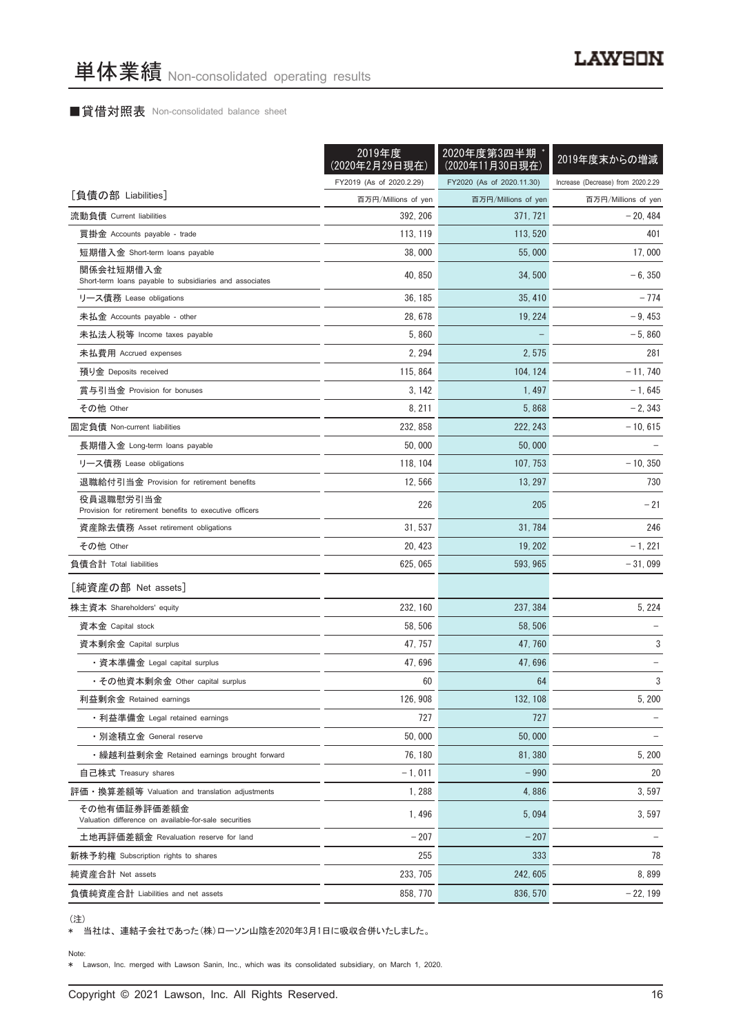# 単体業績 Non-consolidated operating results

## ■貸借対照表 Non-consolidated balance sheet

| | 2019年度(2020年2月29日現在) | 2020年度第3四半期 *(2020年11月30日現在) | 2019年度末からの増減 |
|---|---|---|---|
| | FY2019 (As of 2020.2.29) | FY2020 (As of 2020.11.30) | Increase (Decrease) from 2020.2.29 |
| [負債の部 Liabilities] | 百万円/Millions of yen | 百万円/Millions of yen | 百万円/Millions of yen |
| 流動負債 Current liabilities | 392, 206 | 371, 721 | －20, 484 |
| 買掛金 Accounts payable - trade | 113, 119 | 113, 520 | 401 |
| 短期借入金 Short-term loans payable | 38, 000 | 55, 000 | 17, 000 |
| 関係会社短期借入金 Short-term loans payable to subsidiaries and associates | 40, 850 | 34, 500 | －6, 350 |
| リース債務 Lease obligations | 36, 185 | 35, 410 | －774 |
| 未払金 Accounts payable - other | 28, 678 | 19, 224 | －9, 453 |
| 未払法人税等 Income taxes payable | 5, 860 | － | －5, 860 |
| 未払費用 Accrued expenses | 2, 294 | 2, 575 | 281 |
| 預り金 Deposits received | 115, 864 | 104, 124 | －11, 740 |
| 賞与引当金 Provision for bonuses | 3, 142 | 1, 497 | －1, 645 |
| その他 Other | 8, 211 | 5, 868 | －2, 343 |
| 固定負債 Non-current liabilities | 232, 858 | 222, 243 | －10, 615 |
| 長期借入金 Long-term loans payable | 50, 000 | 50, 000 | － |
| リース債務 Lease obligations | 118, 104 | 107, 753 | －10, 350 |
| 退職給付引当金 Provision for retirement benefits | 12, 566 | 13, 297 | 730 |
| 役員退職慰労引当金 Provision for retirement benefits to executive officers | 226 | 205 | －21 |
| 資産除去債務 Asset retirement obligations | 31, 537 | 31, 784 | 246 |
| その他 Other | 20, 423 | 19, 202 | －1, 221 |
| 負債合計 Total liabilities | 625, 065 | 593, 965 | －31, 099 |
| [純資産の部 Net assets] | | | |
| 株主資本 Shareholders' equity | 232, 160 | 237, 384 | 5, 224 |
| 資本金 Capital stock | 58, 506 | 58, 506 | － |
| 資本剰余金 Capital surplus | 47, 757 | 47, 760 | 3 |
| ・資本準備金 Legal capital surplus | 47, 696 | 47, 696 | － |
| ・その他資本剰余金 Other capital surplus | 60 | 64 | 3 |
| 利益剰余金 Retained earnings | 126, 908 | 132, 108 | 5, 200 |
| ・利益準備金 Legal retained earnings | 727 | 727 | － |
| ・別途積立金 General reserve | 50, 000 | 50, 000 | － |
| ・繰越利益剰余金 Retained earnings brought forward | 76, 180 | 81, 380 | 5, 200 |
| 自己株式 Treasury shares | －1, 011 | －990 | 20 |
| 評価・換算差額等 Valuation and translation adjustments | 1, 288 | 4, 886 | 3, 597 |
| その他有価証券評価差額金 Valuation difference on available-for-sale securities | 1, 496 | 5, 094 | 3, 597 |
| 土地再評価差額金 Revaluation reserve for land | －207 | －207 | － |
| 新株予約権 Subscription rights to shares | 255 | 333 | 78 |
| 純資産合計 Net assets | 233, 705 | 242, 605 | 8, 899 |
| 負債純資産合計 Liabilities and net assets | 858, 770 | 836, 570 | －22, 199 |

（注）
＊ 当社は、連結子会社であった(株)ローソン山陰を2020年3月1日に吸収合併いたしました。

Note:
＊ Lawson, Inc. merged with Lawson Sanin, Inc., which was its consolidated subsidiary, on March 1, 2020.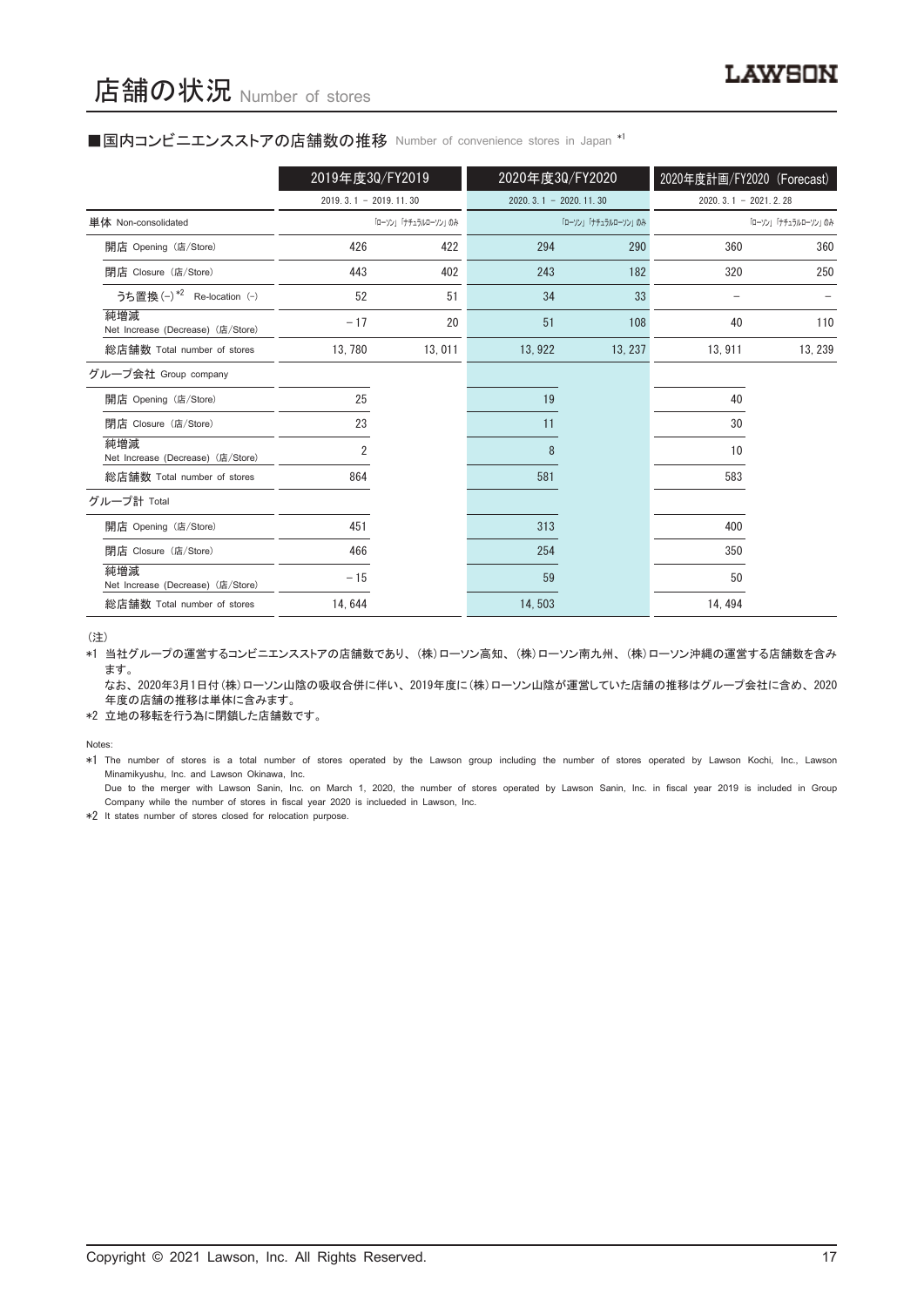# 店舗の状況 Number of stores

## ■国内コンビニエンスストアの店舗数の推移 Number of convenience stores in Japan *1

| | 2019年度3Q/FY2019 | | 2020年度3Q/FY2020 | | 2020年度計画/FY2020 (Forecast) | |
|---|---|---|---|---|---|---|
| | 2019. 3. 1 – 2019. 11. 30 | | 2020. 3. 1 – 2020. 11. 30 | | 2020. 3. 1 – 2021. 2. 28 | |
| 単体 Non-consolidated | | 「ローソン」「ナチュラルローソン」のみ | | 「ローソン」「ナチュラルローソン」のみ | | 「ローソン」「ナチュラルローソン」のみ |
| 開店 Opening (店/Store) | 426 | 422 | 294 | 290 | 360 | 360 |
| 閉店 Closure (店/Store) | 443 | 402 | 243 | 182 | 320 | 250 |
| うち置換 (–) *2 Re-location (–) | 52 | 51 | 34 | 33 | – | – |
| 純増減 Net Increase (Decrease) (店/Store) | – 17 | 20 | 51 | 108 | 40 | 110 |
| 総店舗数 Total number of stores | 13, 780 | 13, 011 | 13, 922 | 13, 237 | 13, 911 | 13, 239 |
| グループ会社 Group company | | | | | | |
| 開店 Opening (店/Store) | 25 | | 19 | | 40 | |
| 閉店 Closure (店/Store) | 23 | | 11 | | 30 | |
| 純増減 Net Increase (Decrease) (店/Store) | 2 | | 8 | | 10 | |
| 総店舗数 Total number of stores | 864 | | 581 | | 583 | |
| グループ計 Total | | | | | | |
| 開店 Opening (店/Store) | 451 | | 313 | | 400 | |
| 閉店 Closure (店/Store) | 466 | | 254 | | 350 | |
| 純増減 Net Increase (Decrease) (店/Store) | – 15 | | 59 | | 50 | |
| 総店舗数 Total number of stores | 14, 644 | | 14, 503 | | 14, 494 | |

(注)

*1 当社グループの運営するコンビニエンスストアの店舗数であり、(株)ローソン高知、(株)ローソン南九州、(株)ローソン沖縄の運営する店舗数を含みます。
なお、2020年3月1日付(株)ローソン山陰の吸収合併に伴い、2019年度に(株)ローソン山陰が運営していた店舗の推移はグループ会社に含め、2020年度の店舗の推移は単体に含みます。

*2 立地の移転を行う為に閉鎖した店舗数です。

Notes:

*1 The number of stores is a total number of stores operated by the Lawson group including the number of stores operated by Lawson Kochi, Inc., Lawson Minamikyushu, Inc. and Lawson Okinawa, Inc.
Due to the merger with Lawson Sanin, Inc. on March 1, 2020, the number of stores operated by Lawson Sanin, Inc. in fiscal year 2019 is included in Group Company while the number of stores in fiscal year 2020 is inclueded in Lawson, Inc.

*2 It states number of stores closed for relocation purpose.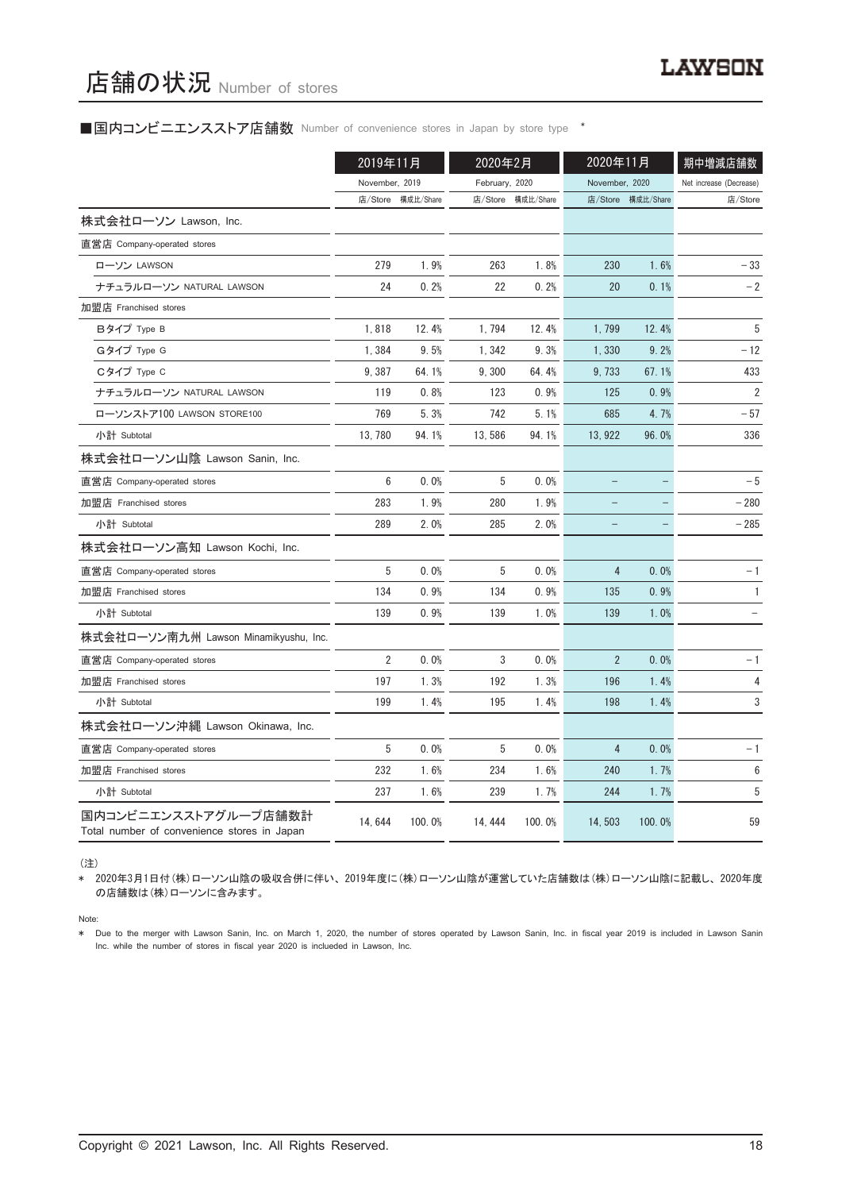# 店舗の状況 Number of stores

## ■国内コンビニエンスストア店舗数 Number of convenience stores in Japan by store type ＊

| | 2019年11月 November, 2019 | | 2020年2月 February, 2020 | | 2020年11月 November, 2020 | | 期中増減店舗数 Net increase (Decrease) |
|---|---|---|---|---|---|---|---|
| | 店/Store | 構成比/Share | 店/Store | 構成比/Share | 店/Store | 構成比/Share | 店/Store |
| **株式会社ローソン Lawson, Inc.** | | | | | | | |
| 直営店 Company-operated stores | | | | | | | |
| ローソン LAWSON | 279 | 1.9% | 263 | 1.8% | 230 | 1.6% | −33 |
| ナチュラルローソン NATURAL LAWSON | 24 | 0.2% | 22 | 0.2% | 20 | 0.1% | −2 |
| 加盟店 Franchised stores | | | | | | | |
| Bタイプ Type B | 1,818 | 12.4% | 1,794 | 12.4% | 1,799 | 12.4% | 5 |
| Gタイプ Type G | 1,384 | 9.5% | 1,342 | 9.3% | 1,330 | 9.2% | −12 |
| Cタイプ Type C | 9,387 | 64.1% | 9,300 | 64.4% | 9,733 | 67.1% | 433 |
| ナチュラルローソン NATURAL LAWSON | 119 | 0.8% | 123 | 0.9% | 125 | 0.9% | 2 |
| ローソンストア100 LAWSON STORE100 | 769 | 5.3% | 742 | 5.1% | 685 | 4.7% | −57 |
| 小計 Subtotal | 13,780 | 94.1% | 13,586 | 94.1% | 13,922 | 96.0% | 336 |
| **株式会社ローソン山陰 Lawson Sanin, Inc.** | | | | | | | |
| 直営店 Company-operated stores | 6 | 0.0% | 5 | 0.0% | − | − | −5 |
| 加盟店 Franchised stores | 283 | 1.9% | 280 | 1.9% | − | − | −280 |
| 小計 Subtotal | 289 | 2.0% | 285 | 2.0% | − | − | −285 |
| **株式会社ローソン高知 Lawson Kochi, Inc.** | | | | | | | |
| 直営店 Company-operated stores | 5 | 0.0% | 5 | 0.0% | 4 | 0.0% | −1 |
| 加盟店 Franchised stores | 134 | 0.9% | 134 | 0.9% | 135 | 0.9% | 1 |
| 小計 Subtotal | 139 | 0.9% | 139 | 1.0% | 139 | 1.0% | − |
| **株式会社ローソン南九州 Lawson Minamikyushu, Inc.** | | | | | | | |
| 直営店 Company-operated stores | 2 | 0.0% | 3 | 0.0% | 2 | 0.0% | −1 |
| 加盟店 Franchised stores | 197 | 1.3% | 192 | 1.3% | 196 | 1.4% | 4 |
| 小計 Subtotal | 199 | 1.4% | 195 | 1.4% | 198 | 1.4% | 3 |
| **株式会社ローソン沖縄 Lawson Okinawa, Inc.** | | | | | | | |
| 直営店 Company-operated stores | 5 | 0.0% | 5 | 0.0% | 4 | 0.0% | −1 |
| 加盟店 Franchised stores | 232 | 1.6% | 234 | 1.6% | 240 | 1.7% | 6 |
| 小計 Subtotal | 237 | 1.6% | 239 | 1.7% | 244 | 1.7% | 5 |
| **国内コンビニエンスストアグループ店舗数計 Total number of convenience stores in Japan** | 14,644 | 100.0% | 14,444 | 100.0% | 14,503 | 100.0% | 59 |

（注）
＊ 2020年3月1日付（株）ローソン山陰の吸収合併に伴い、2019年度に（株）ローソン山陰が運営していた店舗数は（株）ローソン山陰に記載し、2020年度の店舗数は（株）ローソンに含みます。

Note:
＊ Due to the merger with Lawson Sanin, Inc. on March 1, 2020, the number of stores operated by Lawson Sanin, Inc. in fiscal year 2019 is included in Lawson Sanin Inc. while the number of stores in fiscal year 2020 is inclueded in Lawson, Inc.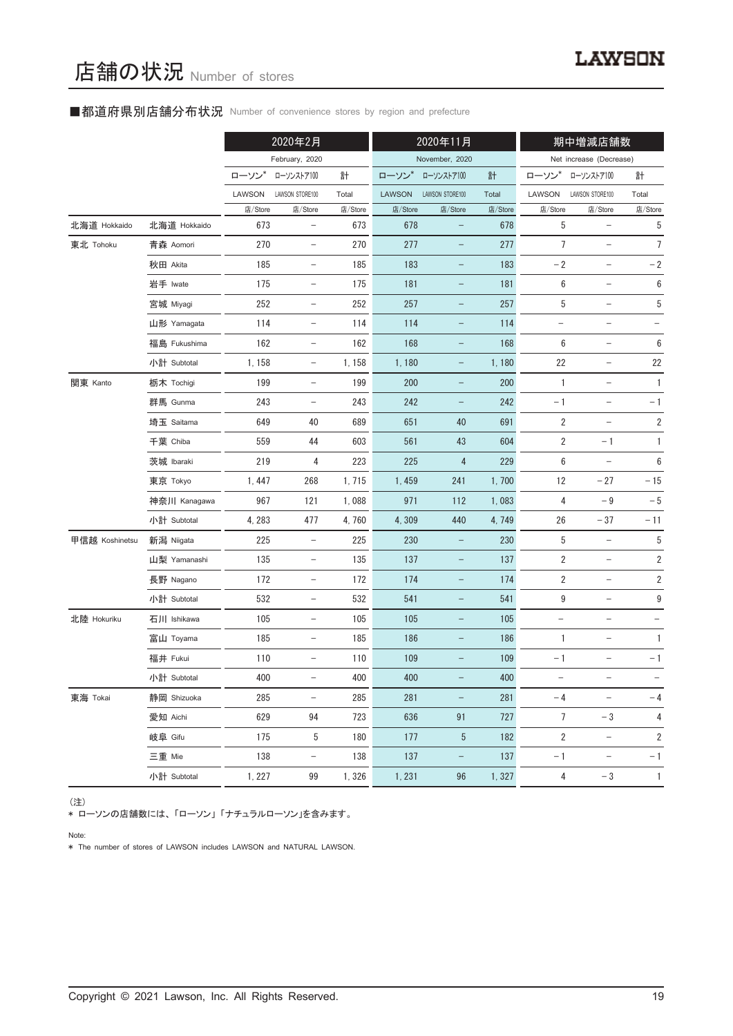# 店舗の状況 Number of stores

## ■都道府県別店舗分布状況 Number of convenience stores by region and prefecture

| | | 2020年2月 February, 2020 | | | 2020年11月 November, 2020 | | | 期中増減店舗数 Net increase (Decrease) | | |
|---|---|---|---|---|---|---|---|---|---|---|
| | | ローソン* LAWSON | ローソンストア100 LAWSON STORE100 | 計 Total | ローソン* LAWSON | ローソンストア100 LAWSON STORE100 | 計 Total | ローソン* LAWSON | ローソンストア100 LAWSON STORE100 | 計 Total |
| | | 店/Store | 店/Store | 店/Store | 店/Store | 店/Store | 店/Store | 店/Store | 店/Store | 店/Store |
| 北海道 Hokkaido | 北海道 Hokkaido | 673 | – | 673 | 678 | – | 678 | 5 | – | 5 |
| 東北 Tohoku | 青森 Aomori | 270 | – | 270 | 277 | – | 277 | 7 | – | 7 |
| | 秋田 Akita | 185 | – | 185 | 183 | – | 183 | －2 | – | －2 |
| | 岩手 Iwate | 175 | – | 175 | 181 | – | 181 | 6 | – | 6 |
| | 宮城 Miyagi | 252 | – | 252 | 257 | – | 257 | 5 | – | 5 |
| | 山形 Yamagata | 114 | – | 114 | 114 | – | 114 | – | – | – |
| | 福島 Fukushima | 162 | – | 162 | 168 | – | 168 | 6 | – | 6 |
| | 小計 Subtotal | 1, 158 | – | 1, 158 | 1, 180 | – | 1, 180 | 22 | – | 22 |
| 関東 Kanto | 栃木 Tochigi | 199 | – | 199 | 200 | – | 200 | 1 | – | 1 |
| | 群馬 Gunma | 243 | – | 243 | 242 | – | 242 | －1 | – | －1 |
| | 埼玉 Saitama | 649 | 40 | 689 | 651 | 40 | 691 | 2 | – | 2 |
| | 千葉 Chiba | 559 | 44 | 603 | 561 | 43 | 604 | 2 | －1 | 1 |
| | 茨城 Ibaraki | 219 | 4 | 223 | 225 | 4 | 229 | 6 | – | 6 |
| | 東京 Tokyo | 1, 447 | 268 | 1, 715 | 1, 459 | 241 | 1, 700 | 12 | －27 | －15 |
| | 神奈川 Kanagawa | 967 | 121 | 1, 088 | 971 | 112 | 1, 083 | 4 | －9 | －5 |
| | 小計 Subtotal | 4, 283 | 477 | 4, 760 | 4, 309 | 440 | 4, 749 | 26 | －37 | －11 |
| 甲信越 Koshinetsu | 新潟 Niigata | 225 | – | 225 | 230 | – | 230 | 5 | – | 5 |
| | 山梨 Yamanashi | 135 | – | 135 | 137 | – | 137 | 2 | – | 2 |
| | 長野 Nagano | 172 | – | 172 | 174 | – | 174 | 2 | – | 2 |
| | 小計 Subtotal | 532 | – | 532 | 541 | – | 541 | 9 | – | 9 |
| 北陸 Hokuriku | 石川 Ishikawa | 105 | – | 105 | 105 | – | 105 | – | – | – |
| | 富山 Toyama | 185 | – | 185 | 186 | – | 186 | 1 | – | 1 |
| | 福井 Fukui | 110 | – | 110 | 109 | – | 109 | －1 | – | －1 |
| | 小計 Subtotal | 400 | – | 400 | 400 | – | 400 | – | – | – |
| 東海 Tokai | 静岡 Shizuoka | 285 | – | 285 | 281 | – | 281 | －4 | – | －4 |
| | 愛知 Aichi | 629 | 94 | 723 | 636 | 91 | 727 | 7 | －3 | 4 |
| | 岐阜 Gifu | 175 | 5 | 180 | 177 | 5 | 182 | 2 | – | 2 |
| | 三重 Mie | 138 | – | 138 | 137 | – | 137 | －1 | – | －1 |
| | 小計 Subtotal | 1, 227 | 99 | 1, 326 | 1, 231 | 96 | 1, 327 | 4 | －3 | 1 |

（注）
* ローソンの店舗数には、「ローソン」「ナチュラルローソン」を含みます。

Note:
* The number of stores of LAWSON includes LAWSON and NATURAL LAWSON.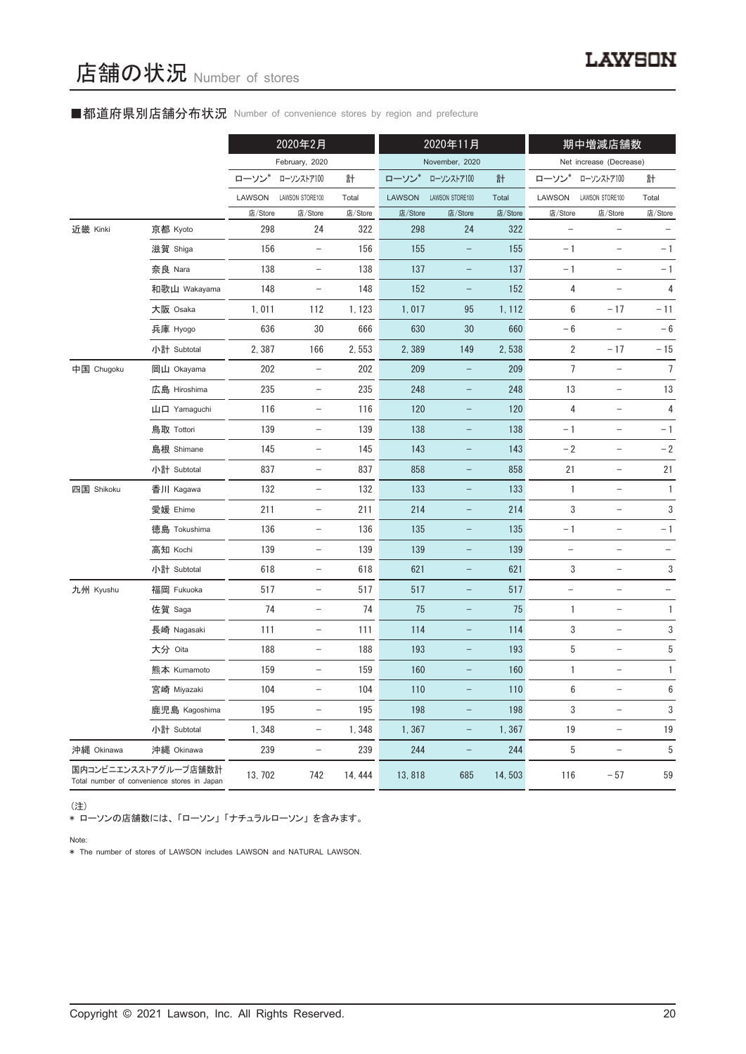# 店舗の状況 Number of stores

## ■都道府県別店舗分布状況 Number of convenience stores by region and prefecture

| | | 2020年2月 February, 2020 | | | 2020年11月 November, 2020 | | | 期中増減店舗数 Net increase (Decrease) | | |
|---|---|---|---|---|---|---|---|---|---|---|
| | | ローソン* LAWSON | ローソンストア100 LAWSON STORE100 | 計 Total | ローソン* LAWSON | ローソンストア100 LAWSON STORE100 | 計 Total | ローソン* LAWSON | ローソンストア100 LAWSON STORE100 | 計 Total |
| | | 店/Store | 店/Store | 店/Store | 店/Store | 店/Store | 店/Store | 店/Store | 店/Store | 店/Store |
| 近畿 Kinki | 京都 Kyoto | 298 | 24 | 322 | 298 | 24 | 322 | − | − | − |
| | 滋賀 Shiga | 156 | − | 156 | 155 | − | 155 | −1 | − | −1 |
| | 奈良 Nara | 138 | − | 138 | 137 | − | 137 | −1 | − | −1 |
| | 和歌山 Wakayama | 148 | − | 148 | 152 | − | 152 | 4 | − | 4 |
| | 大阪 Osaka | 1,011 | 112 | 1,123 | 1,017 | 95 | 1,112 | 6 | −17 | −11 |
| | 兵庫 Hyogo | 636 | 30 | 666 | 630 | 30 | 660 | −6 | − | −6 |
| | 小計 Subtotal | 2,387 | 166 | 2,553 | 2,389 | 149 | 2,538 | 2 | −17 | −15 |
| 中国 Chugoku | 岡山 Okayama | 202 | − | 202 | 209 | − | 209 | 7 | − | 7 |
| | 広島 Hiroshima | 235 | − | 235 | 248 | − | 248 | 13 | − | 13 |
| | 山口 Yamaguchi | 116 | − | 116 | 120 | − | 120 | 4 | − | 4 |
| | 鳥取 Tottori | 139 | − | 139 | 138 | − | 138 | −1 | − | −1 |
| | 島根 Shimane | 145 | − | 145 | 143 | − | 143 | −2 | − | −2 |
| | 小計 Subtotal | 837 | − | 837 | 858 | − | 858 | 21 | − | 21 |
| 四国 Shikoku | 香川 Kagawa | 132 | − | 132 | 133 | − | 133 | 1 | − | 1 |
| | 愛媛 Ehime | 211 | − | 211 | 214 | − | 214 | 3 | − | 3 |
| | 徳島 Tokushima | 136 | − | 136 | 135 | − | 135 | −1 | − | −1 |
| | 高知 Kochi | 139 | − | 139 | 139 | − | 139 | − | − | − |
| | 小計 Subtotal | 618 | − | 618 | 621 | − | 621 | 3 | − | 3 |
| 九州 Kyushu | 福岡 Fukuoka | 517 | − | 517 | 517 | − | 517 | − | − | − |
| | 佐賀 Saga | 74 | − | 74 | 75 | − | 75 | 1 | − | 1 |
| | 長崎 Nagasaki | 111 | − | 111 | 114 | − | 114 | 3 | − | 3 |
| | 大分 Oita | 188 | − | 188 | 193 | − | 193 | 5 | − | 5 |
| | 熊本 Kumamoto | 159 | − | 159 | 160 | − | 160 | 1 | − | 1 |
| | 宮崎 Miyazaki | 104 | − | 104 | 110 | − | 110 | 6 | − | 6 |
| | 鹿児島 Kagoshima | 195 | − | 195 | 198 | − | 198 | 3 | − | 3 |
| | 小計 Subtotal | 1,348 | − | 1,348 | 1,367 | − | 1,367 | 19 | − | 19 |
| 沖縄 Okinawa | 沖縄 Okinawa | 239 | − | 239 | 244 | − | 244 | 5 | − | 5 |
| 国内コンビニエンスストアグループ店舗数計 Total number of convenience stores in Japan | | 13,702 | 742 | 14,444 | 13,818 | 685 | 14,503 | 116 | −57 | 59 |

（注）
* ローソンの店舗数には、「ローソン」「ナチュラルローソン」を含みます。

Note:
* The number of stores of LAWSON includes LAWSON and NATURAL LAWSON.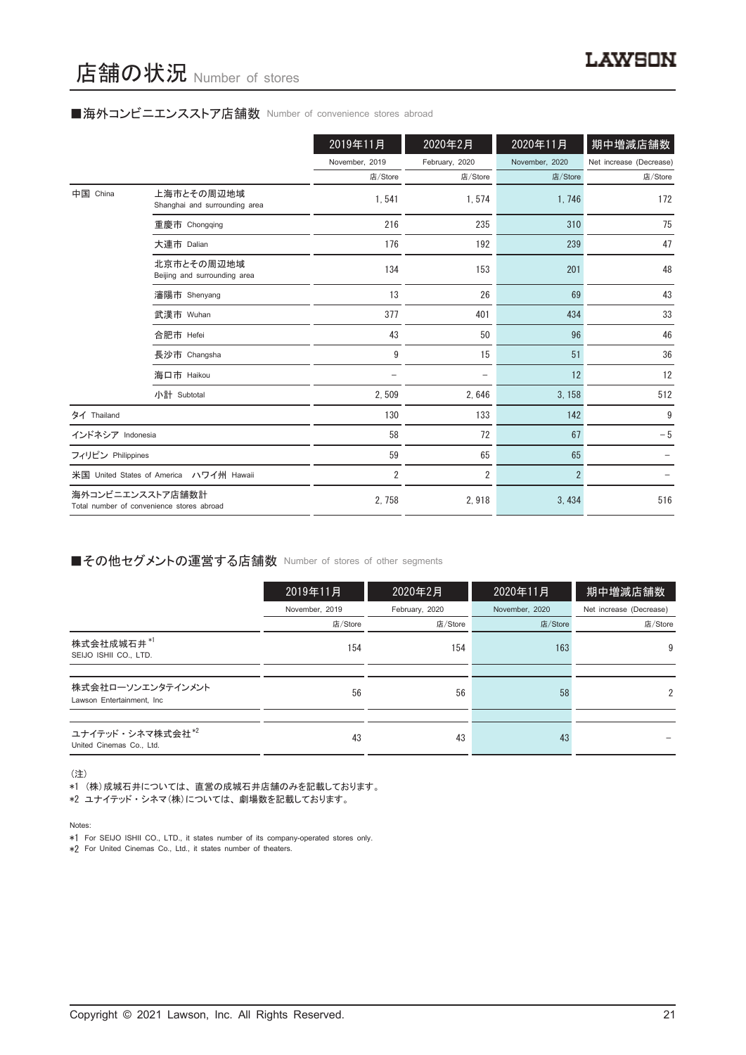# 店舗の状況 Number of stores

## ■海外コンビニエンスストア店舗数 Number of convenience stores abroad

| | | 2019年11月<br>November, 2019<br>店/Store | 2020年2月<br>February, 2020<br>店/Store | 2020年11月<br>November, 2020<br>店/Store | 期中増減店舗数<br>Net increase (Decrease)<br>店/Store |
|---|---|---|---|---|---|
| 中国 China | 上海市とその周辺地域<br>Shanghai and surrounding area | 1, 541 | 1, 574 | 1, 746 | 172 |
| | 重慶市 Chongqing | 216 | 235 | 310 | 75 |
| | 大連市 Dalian | 176 | 192 | 239 | 47 |
| | 北京市とその周辺地域<br>Beijing and surrounding area | 134 | 153 | 201 | 48 |
| | 瀋陽市 Shenyang | 13 | 26 | 69 | 43 |
| | 武漢市 Wuhan | 377 | 401 | 434 | 33 |
| | 合肥市 Hefei | 43 | 50 | 96 | 46 |
| | 長沙市 Changsha | 9 | 15 | 51 | 36 |
| | 海口市 Haikou | – | – | 12 | 12 |
| | 小計 Subtotal | 2, 509 | 2, 646 | 3, 158 | 512 |
| タイ Thailand | | 130 | 133 | 142 | 9 |
| インドネシア Indonesia | | 58 | 72 | 67 | –5 |
| フィリピン Philippines | | 59 | 65 | 65 | – |
| 米国 United States of America ハワイ州 Hawaii | | 2 | 2 | 2 | – |
| 海外コンビニエンスストア店舗数計<br>Total number of convenience stores abroad | | 2, 758 | 2, 918 | 3, 434 | 516 |

## ■その他セグメントの運営する店舗数 Number of stores of other segments

| | 2019年11月<br>November, 2019<br>店/Store | 2020年2月<br>February, 2020<br>店/Store | 2020年11月<br>November, 2020<br>店/Store | 期中増減店舗数<br>Net increase (Decrease)<br>店/Store |
|---|---|---|---|---|
| 株式会社成城石井[*1]<br>SEIJO ISHII CO., LTD. | 154 | 154 | 163 | 9 |
| 株式会社ローソンエンタテインメント<br>Lawson Entertainment, Inc | 56 | 56 | 58 | 2 |
| ユナイテッド・シネマ株式会社[*2]<br>United Cinemas Co., Ltd. | 43 | 43 | 43 | – |

（注）
*1 （株）成城石井については、直営の成城石井店舗のみを記載しております。
*2 ユナイテッド・シネマ（株）については、劇場数を記載しております。

Notes:
*1 For SEIJO ISHII CO., LTD., it states number of its company-operated stores only.
*2 For United Cinemas Co., Ltd., it states number of theaters.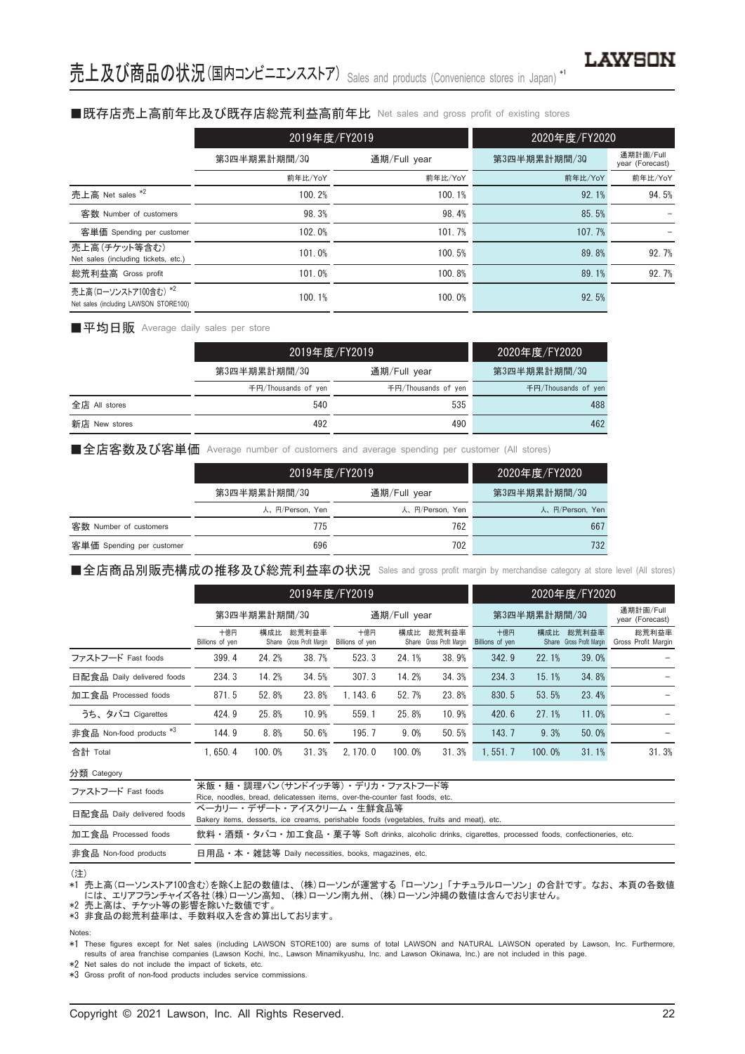# 売上及び商品の状況(国内コンビニエンスストア) Sales and products (Convenience stores in Japan) *1

## ■既存店売上高前年比及び既存店総荒利益高前年比 Net sales and gross profit of existing stores

| | 2019年度/FY2019 | | 2020年度/FY2020 | |
|---|---|---|---|---|
| | 第3四半期累計期間/3Q | 通期/Full year | 第3四半期累計期間/3Q | 通期計画/Full year (Forecast) |
| | 前年比/YoY | 前年比/YoY | 前年比/YoY | 前年比/YoY |
| 売上高 Net sales *2 | 100.2% | 100.1% | 92.1% | 94.5% |
| 客数 Number of customers | 98.3% | 98.4% | 85.5% | – |
| 客単価 Spending per customer | 102.0% | 101.7% | 107.7% | – |
| 売上高(チケット等含む) Net sales (including tickets, etc.) | 101.0% | 100.5% | 89.8% | 92.7% |
| 総荒利益高 Gross profit | 101.0% | 100.8% | 89.1% | 92.7% |
| 売上高(ローソンストア100含む) *2 Net sales (including LAWSON STORE100) | 100.1% | 100.0% | 92.5% | |

## ■平均日販 Average daily sales per store

| | 2019年度/FY2019 | | 2020年度/FY2020 |
|---|---|---|---|
| | 第3四半期累計期間/3Q | 通期/Full year | 第3四半期累計期間/3Q |
| | 千円/Thousands of yen | 千円/Thousands of yen | 千円/Thousands of yen |
| 全店 All stores | 540 | 535 | 488 |
| 新店 New stores | 492 | 490 | 462 |

## ■全店客数及び客単価 Average number of customers and average spending per customer (All stores)

| | 2019年度/FY2019 | | 2020年度/FY2020 |
|---|---|---|---|
| | 第3四半期累計期間/3Q | 通期/Full year | 第3四半期累計期間/3Q |
| | 人、円/Person, Yen | 人、円/Person, Yen | 人、円/Person, Yen |
| 客数 Number of customers | 775 | 762 | 667 |
| 客単価 Spending per customer | 696 | 702 | 732 |

## ■全店商品別販売構成の推移及び総荒利益率の状況 Sales and gross profit margin by merchandise category at store level (All stores)

| | 2019年度/FY2019 | | | | | | 2020年度/FY2020 | | | |
|---|---|---|---|---|---|---|---|---|---|---|
| | 第3四半期累計期間/3Q | | | 通期/Full year | | | 第3四半期累計期間/3Q | | | 通期計画/Full year (Forecast) |
| | 十億円 Billions of yen | 構成比 Share | 総荒利益率 Gross Profit Margin | 十億円 Billions of yen | 構成比 Share | 総荒利益率 Gross Profit Margin | 十億円 Billions of yen | 構成比 Share | 総荒利益率 Gross Profit Margin | 総荒利益率 Gross Profit Margin |
| ファストフード Fast foods | 399.4 | 24.2% | 38.7% | 523.3 | 24.1% | 38.9% | 342.9 | 22.1% | 39.0% | – |
| 日配食品 Daily delivered foods | 234.3 | 14.2% | 34.5% | 307.3 | 14.2% | 34.3% | 234.3 | 15.1% | 34.8% | – |
| 加工食品 Processed foods | 871.5 | 52.8% | 23.8% | 1,143.6 | 52.7% | 23.8% | 830.5 | 53.5% | 23.4% | – |
| うち、タバコ Cigarettes | 424.9 | 25.8% | 10.9% | 559.1 | 25.8% | 10.9% | 420.6 | 27.1% | 11.0% | – |
| 非食品 Non-food products *3 | 144.9 | 8.8% | 50.6% | 195.7 | 9.0% | 50.5% | 143.7 | 9.3% | 50.0% | – |
| 合計 Total | 1,650.4 | 100.0% | 31.3% | 2,170.0 | 100.0% | 31.3% | 1,551.7 | 100.0% | 31.1% | 31.3% |

| 分類 Category | |
|---|---|
| ファストフード Fast foods | 米飯・麺・調理パン(サンドイッチ等)・デリカ・ファストフード等 Rice, noodles, bread, delicatessen items, over-the-counter fast foods, etc. |
| 日配食品 Daily delivered foods | ベーカリー・デザート・アイスクリーム・生鮮食品等 Bakery items, desserts, ice creams, perishable foods (vegetables, fruits and meat), etc. |
| 加工食品 Processed foods | 飲料・酒類・タバコ・加工食品・菓子等 Soft drinks, alcoholic drinks, cigarettes, processed foods, confectioneries, etc. |
| 非食品 Non-food products | 日用品・本・雑誌等 Daily necessities, books, magazines, etc. |

(注)
*1 売上高(ローソンストア100含む)を除く上記の数値は、(株)ローソンが運営する「ローソン」「ナチュラルローソン」の合計です。なお、本頁の各数値には、エリアフランチャイズ各社(株)ローソン高知、(株)ローソン南九州、(株)ローソン沖縄の数値は含んでおりません。
*2 売上高は、チケット等の影響を除いた数値です。
*3 非食品の総荒利益率は、手数料収入を含め算出しております。

Notes:
*1 These figures except for Net sales (including LAWSON STORE100) are sums of total LAWSON and NATURAL LAWSON operated by Lawson, Inc. Furthermore, results of area franchise companies (Lawson Kochi, Inc., Lawson Minamikyushu, Inc. and Lawson Okinawa, Inc.) are not included in this page.
*2 Net sales do not include the impact of tickets, etc.
*3 Gross profit of non-food products includes service commissions.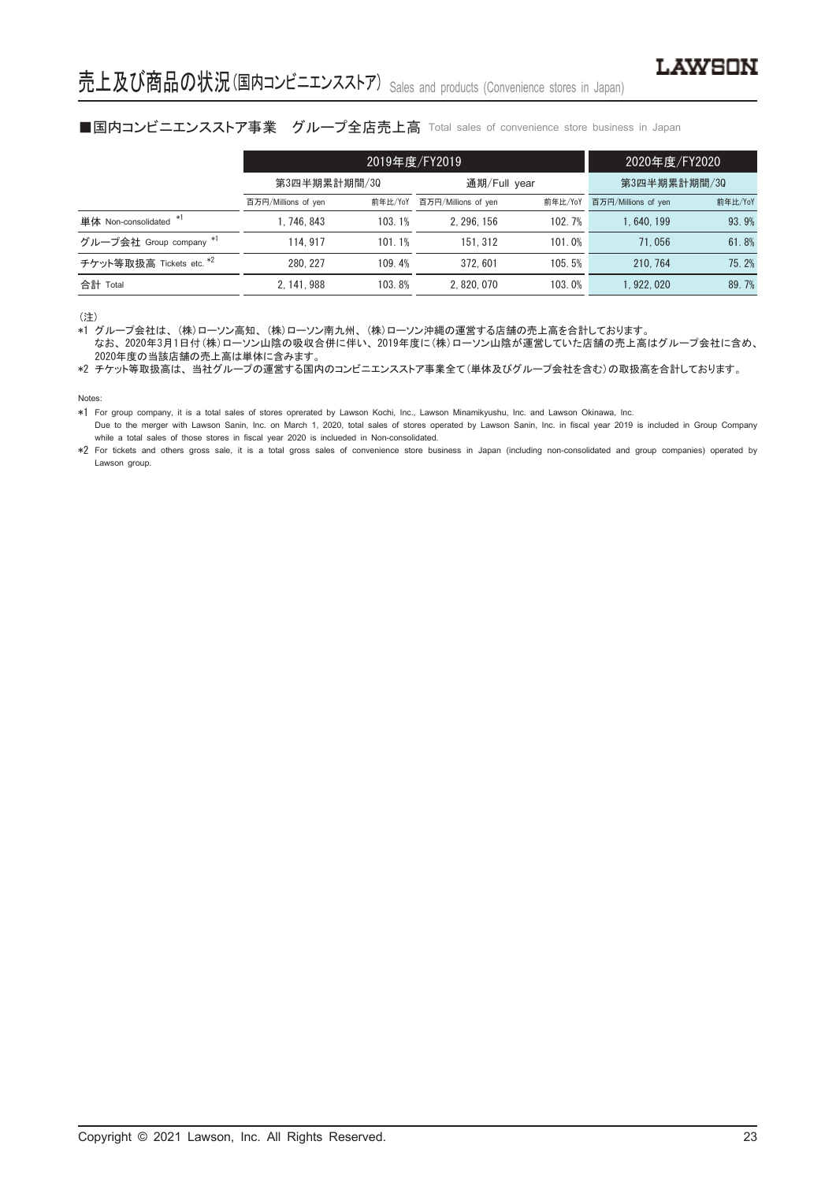# 売上及び商品の状況(国内コンビニエンスストア) Sales and products (Convenience stores in Japan)

## ■国内コンビニエンスストア事業　グループ全店売上高 Total sales of convenience store business in Japan

| | 2019年度/FY2019 | | | | 2020年度/FY2020 | |
|---|---|---|---|---|---|---|
| | 第3四半期累計期間/3Q | | 通期/Full year | | 第3四半期累計期間/3Q | |
| | 百万円/Millions of yen | 前年比/YoY | 百万円/Millions of yen | 前年比/YoY | 百万円/Millions of yen | 前年比/YoY |
| 単体 Non-consolidated *1 | 1, 746, 843 | 103. 1% | 2, 296, 156 | 102. 7% | 1, 640, 199 | 93. 9% |
| グループ会社 Group company *1 | 114, 917 | 101. 1% | 151, 312 | 101. 0% | 71, 056 | 61. 8% |
| チケット等取扱高 Tickets etc. *2 | 280, 227 | 109. 4% | 372, 601 | 105. 5% | 210, 764 | 75. 2% |
| 合計 Total | 2, 141, 988 | 103. 8% | 2, 820, 070 | 103. 0% | 1, 922, 020 | 89. 7% |

（注）

*1 グループ会社は、(株)ローソン高知、(株)ローソン南九州、(株)ローソン沖縄の運営する店舗の売上高を合計しております。
なお、2020年3月1日付(株)ローソン山陰の吸収合併に伴い、2019年度に(株)ローソン山陰が運営していた店舗の売上高はグループ会社に含め、2020年度の当該店舗の売上高は単体に含みます。

*2 チケット等取扱高は、当社グループの運営する国内のコンビニエンスストア事業全て(単体及びグループ会社を含む)の取扱高を合計しております。

Notes:

*1 For group company, it is a total sales of stores oprerated by Lawson Kochi, Inc., Lawson Minamikyushu, Inc. and Lawson Okinawa, Inc.
Due to the merger with Lawson Sanin, Inc. on March 1, 2020, total sales of stores operated by Lawson Sanin, Inc. in fiscal year 2019 is included in Group Company while a total sales of those stores in fiscal year 2020 is inclueded in Non-consolidated.

*2 For tickets and others gross sale, it is a total gross sales of convenience store business in Japan (including non-consolidated and group companies) operated by Lawson group.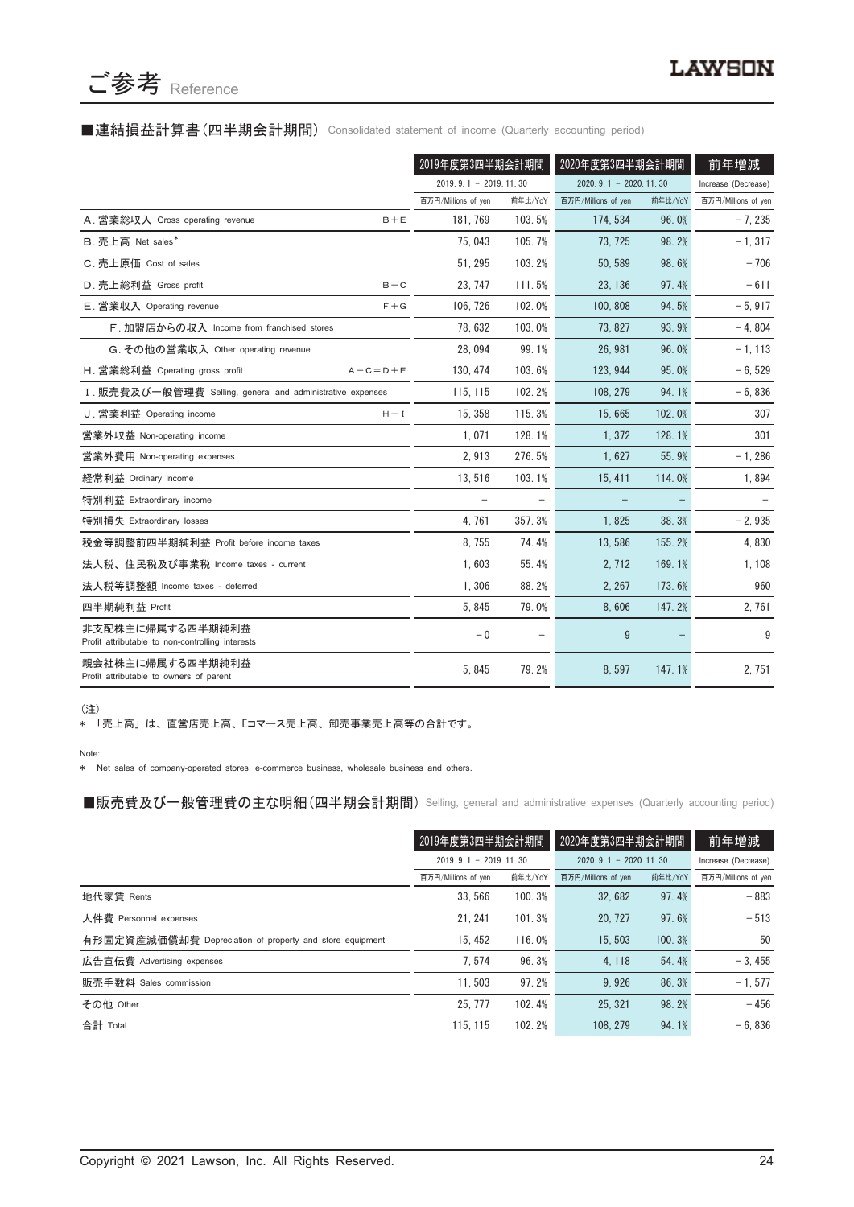# ご参考 Reference

## ■連結損益計算書（四半期会計期間） Consolidated statement of income (Quarterly accounting period)

| | 2019年度第3四半期会計期間 | | 2020年度第3四半期会計期間 | | 前年増減 |
|---|---|---|---|---|---|
| | 2019. 9. 1 － 2019. 11. 30 | | 2020. 9. 1 － 2020. 11. 30 | | Increase (Decrease) |
| | 百万円/Millions of yen | 前年比/YoY | 百万円/Millions of yen | 前年比/YoY | 百万円/Millions of yen |
| A. 営業総収入 Gross operating revenue　B＋E | 181, 769 | 103. 5% | 174, 534 | 96. 0% | －7, 235 |
| B. 売上高 Net sales* | 75, 043 | 105. 7% | 73, 725 | 98. 2% | －1, 317 |
| C. 売上原価 Cost of sales | 51, 295 | 103. 2% | 50, 589 | 98. 6% | －706 |
| D. 売上総利益 Gross profit　B－C | 23, 747 | 111. 5% | 23, 136 | 97. 4% | －611 |
| E. 営業収入 Operating revenue　F＋G | 106, 726 | 102. 0% | 100, 808 | 94. 5% | －5, 917 |
| F. 加盟店からの収入 Income from franchised stores | 78, 632 | 103. 0% | 73, 827 | 93. 9% | －4, 804 |
| G. その他の営業収入 Other operating revenue | 28, 094 | 99. 1% | 26, 981 | 96. 0% | －1, 113 |
| H. 営業総利益 Operating gross profit　A－C＝D＋E | 130, 474 | 103. 6% | 123, 944 | 95. 0% | －6, 529 |
| I. 販売費及び一般管理費 Selling, general and administrative expenses | 115, 115 | 102. 2% | 108, 279 | 94. 1% | －6, 836 |
| J. 営業利益 Operating income　H－I | 15, 358 | 115. 3% | 15, 665 | 102. 0% | 307 |
| 営業外収益 Non-operating income | 1, 071 | 128. 1% | 1, 372 | 128. 1% | 301 |
| 営業外費用 Non-operating expenses | 2, 913 | 276. 5% | 1, 627 | 55. 9% | －1, 286 |
| 経常利益 Ordinary income | 13, 516 | 103. 1% | 15, 411 | 114. 0% | 1, 894 |
| 特別利益 Extraordinary income | － | － | － | － | － |
| 特別損失 Extraordinary losses | 4, 761 | 357. 3% | 1, 825 | 38. 3% | －2, 935 |
| 税金等調整前四半期純利益 Profit before income taxes | 8, 755 | 74. 4% | 13, 586 | 155. 2% | 4, 830 |
| 法人税、住民税及び事業税 Income taxes - current | 1, 603 | 55. 4% | 2, 712 | 169. 1% | 1, 108 |
| 法人税等調整額 Income taxes - deferred | 1, 306 | 88. 2% | 2, 267 | 173. 6% | 960 |
| 四半期純利益 Profit | 5, 845 | 79. 0% | 8, 606 | 147. 2% | 2, 761 |
| 非支配株主に帰属する四半期純利益 Profit attributable to non-controlling interests | －0 | － | 9 | － | 9 |
| 親会社株主に帰属する四半期純利益 Profit attributable to owners of parent | 5, 845 | 79. 2% | 8, 597 | 147. 1% | 2, 751 |

（注）
＊ 「売上高」は、直営店売上高、Eコマース売上高、卸売事業売上高等の合計です。

Note:
＊ Net sales of company-operated stores, e-commerce business, wholesale business and others.

## ■販売費及び一般管理費の主な明細（四半期会計期間） Selling, general and administrative expenses (Quarterly accounting period)

| | 2019年度第3四半期会計期間 | | 2020年度第3四半期会計期間 | | 前年増減 |
|---|---|---|---|---|---|
| | 2019. 9. 1 － 2019. 11. 30 | | 2020. 9. 1 － 2020. 11. 30 | | Increase (Decrease) |
| | 百万円/Millions of yen | 前年比/YoY | 百万円/Millions of yen | 前年比/YoY | 百万円/Millions of yen |
| 地代家賃 Rents | 33, 566 | 100. 3% | 32, 682 | 97. 4% | －883 |
| 人件費 Personnel expenses | 21, 241 | 101. 3% | 20, 727 | 97. 6% | －513 |
| 有形固定資産減価償却費 Depreciation of property and store equipment | 15, 452 | 116. 0% | 15, 503 | 100. 3% | 50 |
| 広告宣伝費 Advertising expenses | 7, 574 | 96. 3% | 4, 118 | 54. 4% | －3, 455 |
| 販売手数料 Sales commission | 11, 503 | 97. 2% | 9, 926 | 86. 3% | －1, 577 |
| その他 Other | 25, 777 | 102. 4% | 25, 321 | 98. 2% | －456 |
| 合計 Total | 115, 115 | 102. 2% | 108, 279 | 94. 1% | －6, 836 |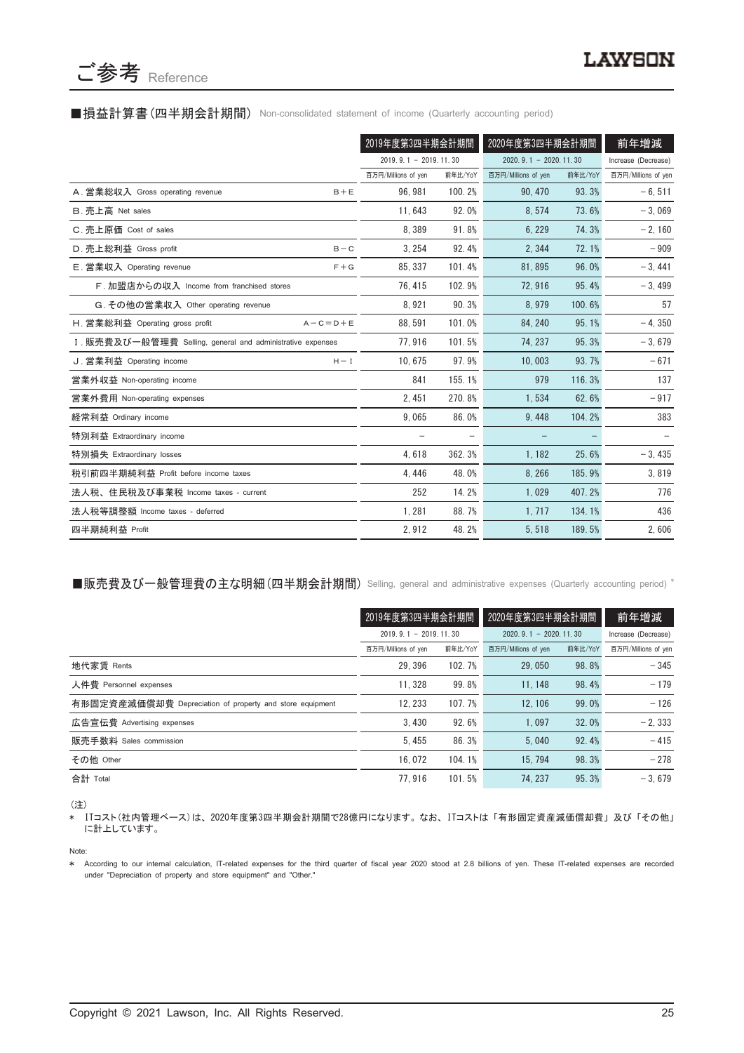# ご参考 Reference

## ■損益計算書(四半期会計期間) Non-consolidated statement of income (Quarterly accounting period)

| | | 2019年度第3四半期会計期間 | | 2020年度第3四半期会計期間 | | 前年増減 |
|---|---|---|---|---|---|---|
| | | 2019. 9. 1 － 2019. 11. 30 | | 2020. 9. 1 － 2020. 11. 30 | | Increase (Decrease) |
| | | 百万円/Millions of yen | 前年比/YoY | 百万円/Millions of yen | 前年比/YoY | 百万円/Millions of yen |
| A. 営業総収入 Gross operating revenue | B＋E | 96, 981 | 100. 2% | 90, 470 | 93. 3% | － 6, 511 |
| B. 売上高 Net sales | | 11, 643 | 92. 0% | 8, 574 | 73. 6% | － 3, 069 |
| C. 売上原価 Cost of sales | | 8, 389 | 91. 8% | 6, 229 | 74. 3% | － 2, 160 |
| D. 売上総利益 Gross profit | B－C | 3, 254 | 92. 4% | 2, 344 | 72. 1% | － 909 |
| E. 営業収入 Operating revenue | F＋G | 85, 337 | 101. 4% | 81, 895 | 96. 0% | － 3, 441 |
| F. 加盟店からの収入 Income from franchised stores | | 76, 415 | 102. 9% | 72, 916 | 95. 4% | － 3, 499 |
| G. その他の営業収入 Other operating revenue | | 8, 921 | 90. 3% | 8, 979 | 100. 6% | 57 |
| H. 営業総利益 Operating gross profit | A－C＝D＋E | 88, 591 | 101. 0% | 84, 240 | 95. 1% | － 4, 350 |
| I. 販売費及び一般管理費 Selling, general and administrative expenses | | 77, 916 | 101. 5% | 74, 237 | 95. 3% | － 3, 679 |
| J. 営業利益 Operating income | H－I | 10, 675 | 97. 9% | 10, 003 | 93. 7% | － 671 |
| 営業外収益 Non-operating income | | 841 | 155. 1% | 979 | 116. 3% | 137 |
| 営業外費用 Non-operating expenses | | 2, 451 | 270. 8% | 1, 534 | 62. 6% | － 917 |
| 経常利益 Ordinary income | | 9, 065 | 86. 0% | 9, 448 | 104. 2% | 383 |
| 特別利益 Extraordinary income | | － | － | － | － | － |
| 特別損失 Extraordinary losses | | 4, 618 | 362. 3% | 1, 182 | 25. 6% | － 3, 435 |
| 税引前四半期純利益 Profit before income taxes | | 4, 446 | 48. 0% | 8, 266 | 185. 9% | 3, 819 |
| 法人税、住民税及び事業税 Income taxes - current | | 252 | 14. 2% | 1, 029 | 407. 2% | 776 |
| 法人税等調整額 Income taxes - deferred | | 1, 281 | 88. 7% | 1, 717 | 134. 1% | 436 |
| 四半期純利益 Profit | | 2, 912 | 48. 2% | 5, 518 | 189. 5% | 2, 606 |

## ■販売費及び一般管理費の主な明細(四半期会計期間) Selling, general and administrative expenses (Quarterly accounting period) *

| | 2019年度第3四半期会計期間 | | 2020年度第3四半期会計期間 | | 前年増減 |
|---|---|---|---|---|---|
| | 2019. 9. 1 － 2019. 11. 30 | | 2020. 9. 1 － 2020. 11. 30 | | Increase (Decrease) |
| | 百万円/Millions of yen | 前年比/YoY | 百万円/Millions of yen | 前年比/YoY | 百万円/Millions of yen |
| 地代家賃 Rents | 29, 396 | 102. 7% | 29, 050 | 98. 8% | － 345 |
| 人件費 Personnel expenses | 11, 328 | 99. 8% | 11, 148 | 98. 4% | － 179 |
| 有形固定資産減価償却費 Depreciation of property and store equipment | 12, 233 | 107. 7% | 12, 106 | 99. 0% | － 126 |
| 広告宣伝費 Advertising expenses | 3, 430 | 92. 6% | 1, 097 | 32. 0% | － 2, 333 |
| 販売手数料 Sales commission | 5, 455 | 86. 3% | 5, 040 | 92. 4% | － 415 |
| その他 Other | 16, 072 | 104. 1% | 15, 794 | 98. 3% | － 278 |
| 合計 Total | 77, 916 | 101. 5% | 74, 237 | 95. 3% | － 3, 679 |

(注)

＊ ITコスト(社内管理ベース)は、2020年度第3四半期会計期間で28億円になります。なお、ITコストは「有形固定資産減価償却費」及び「その他」に計上しています。

Note:

* According to our internal calculation, IT-related expenses for the third quarter of fiscal year 2020 stood at 2.8 billions of yen. These IT-related expenses are recorded under "Depreciation of property and store equipment" and "Other."